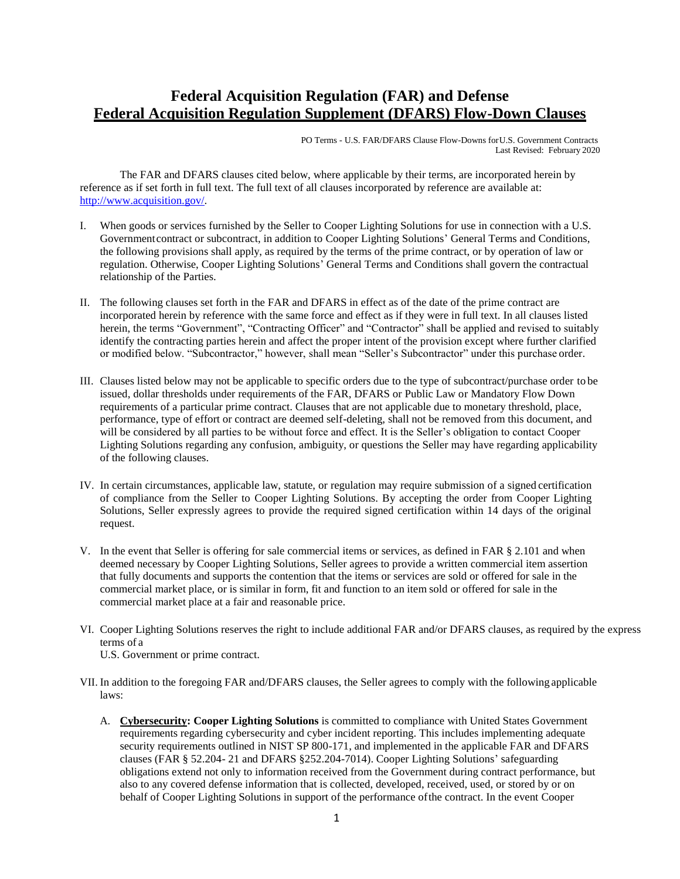# Federal Acquisition Regulation (FAR) and Defense Federal Acquisition Regulation Supplement (DFARS) Flow-Down Clauses

PO Terms - U.S. FAR/DFARS Clause Flow-Downs for U.S. Government Contracts
Last Revised: February 2020

The FAR and DFARS clauses cited below, where applicable by their terms, are incorporated herein by reference as if set forth in full text. The full text of all clauses incorporated by reference are available at: http://www.acquisition.gov/.

I. When goods or services furnished by the Seller to Cooper Lighting Solutions for use in connection with a U.S. Government contract or subcontract, in addition to Cooper Lighting Solutions' General Terms and Conditions, the following provisions shall apply, as required by the terms of the prime contract, or by operation of law or regulation. Otherwise, Cooper Lighting Solutions' General Terms and Conditions shall govern the contractual relationship of the Parties.

II. The following clauses set forth in the FAR and DFARS in effect as of the date of the prime contract are incorporated herein by reference with the same force and effect as if they were in full text. In all clauses listed herein, the terms "Government", "Contracting Officer" and "Contractor" shall be applied and revised to suitably identify the contracting parties herein and affect the proper intent of the provision except where further clarified or modified below. "Subcontractor," however, shall mean "Seller's Subcontractor" under this purchase order.

III. Clauses listed below may not be applicable to specific orders due to the type of subcontract/purchase order to be issued, dollar thresholds under requirements of the FAR, DFARS or Public Law or Mandatory Flow Down requirements of a particular prime contract. Clauses that are not applicable due to monetary threshold, place, performance, type of effort or contract are deemed self-deleting, shall not be removed from this document, and will be considered by all parties to be without force and effect. It is the Seller's obligation to contact Cooper Lighting Solutions regarding any confusion, ambiguity, or questions the Seller may have regarding applicability of the following clauses.

IV. In certain circumstances, applicable law, statute, or regulation may require submission of a signed certification of compliance from the Seller to Cooper Lighting Solutions. By accepting the order from Cooper Lighting Solutions, Seller expressly agrees to provide the required signed certification within 14 days of the original request.

V. In the event that Seller is offering for sale commercial items or services, as defined in FAR § 2.101 and when deemed necessary by Cooper Lighting Solutions, Seller agrees to provide a written commercial item assertion that fully documents and supports the contention that the items or services are sold or offered for sale in the commercial market place, or is similar in form, fit and function to an item sold or offered for sale in the commercial market place at a fair and reasonable price.

VI. Cooper Lighting Solutions reserves the right to include additional FAR and/or DFARS clauses, as required by the express terms of a U.S. Government or prime contract.

VII. In addition to the foregoing FAR and/or DFARS clauses, the Seller agrees to comply with the following applicable laws:

   A. **Cybersecurity: Cooper Lighting Solutions** is committed to compliance with United States Government requirements regarding cybersecurity and cyber incident reporting. This includes implementing adequate security requirements outlined in NIST SP 800-171, and implemented in the applicable FAR and DFARS clauses (FAR § 52.204- 21 and DFARS §252.204-7014). Cooper Lighting Solutions' safeguarding obligations extend not only to information received from the Government during contract performance, but also to any covered defense information that is collected, developed, received, used, or stored by or on behalf of Cooper Lighting Solutions in support of the performance of the contract. In the event Cooper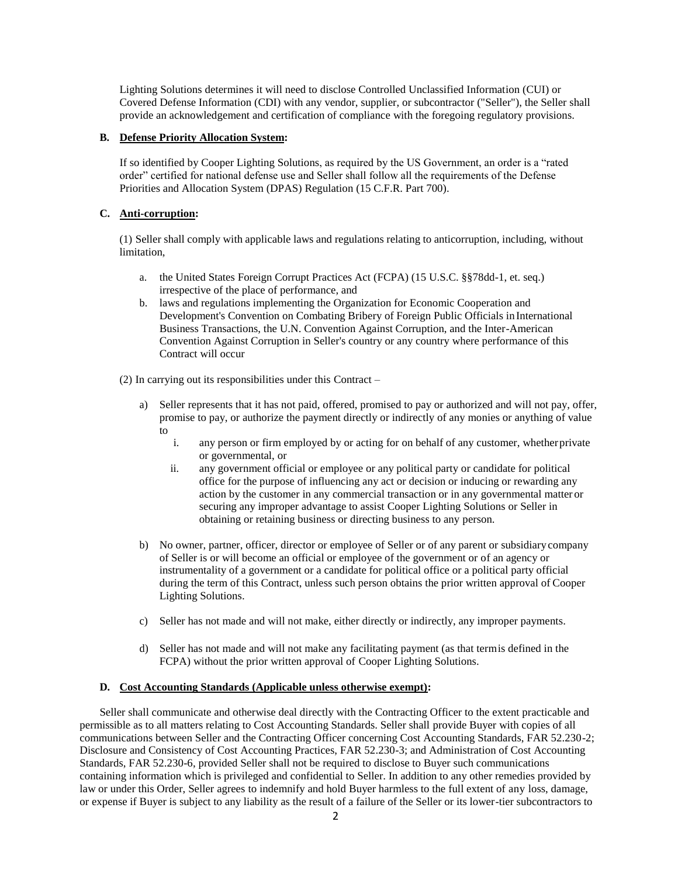Lighting Solutions determines it will need to disclose Controlled Unclassified Information (CUI) or Covered Defense Information (CDI) with any vendor, supplier, or subcontractor ("Seller"), the Seller shall provide an acknowledgement and certification of compliance with the foregoing regulatory provisions.

**B. Defense Priority Allocation System:**

If so identified by Cooper Lighting Solutions, as required by the US Government, an order is a "rated order" certified for national defense use and Seller shall follow all the requirements of the Defense Priorities and Allocation System (DPAS) Regulation (15 C.F.R. Part 700).

**C. Anti-corruption:**

(1) Seller shall comply with applicable laws and regulations relating to anticorruption, including, without limitation,

a. the United States Foreign Corrupt Practices Act (FCPA) (15 U.S.C. §§78dd-1, et. seq.) irrespective of the place of performance, and
b. laws and regulations implementing the Organization for Economic Cooperation and Development's Convention on Combating Bribery of Foreign Public Officials in International Business Transactions, the U.N. Convention Against Corruption, and the Inter-American Convention Against Corruption in Seller's country or any country where performance of this Contract will occur

(2) In carrying out its responsibilities under this Contract –

a) Seller represents that it has not paid, offered, promised to pay or authorized and will not pay, offer, promise to pay, or authorize the payment directly or indirectly of any monies or anything of value to
   i. any person or firm employed by or acting for on behalf of any customer, whether private or governmental, or
   ii. any government official or employee or any political party or candidate for political office for the purpose of influencing any act or decision or inducing or rewarding any action by the customer in any commercial transaction or in any governmental matter or securing any improper advantage to assist Cooper Lighting Solutions or Seller in obtaining or retaining business or directing business to any person.

b) No owner, partner, officer, director or employee of Seller or of any parent or subsidiary company of Seller is or will become an official or employee of the government or of an agency or instrumentality of a government or a candidate for political office or a political party official during the term of this Contract, unless such person obtains the prior written approval of Cooper Lighting Solutions.

c) Seller has not made and will not make, either directly or indirectly, any improper payments.

d) Seller has not made and will not make any facilitating payment (as that term is defined in the FCPA) without the prior written approval of Cooper Lighting Solutions.

**D. Cost Accounting Standards (Applicable unless otherwise exempt):**

Seller shall communicate and otherwise deal directly with the Contracting Officer to the extent practicable and permissible as to all matters relating to Cost Accounting Standards. Seller shall provide Buyer with copies of all communications between Seller and the Contracting Officer concerning Cost Accounting Standards, FAR 52.230-2; Disclosure and Consistency of Cost Accounting Practices, FAR 52.230-3; and Administration of Cost Accounting Standards, FAR 52.230-6, provided Seller shall not be required to disclose to Buyer such communications containing information which is privileged and confidential to Seller. In addition to any other remedies provided by law or under this Order, Seller agrees to indemnify and hold Buyer harmless to the full extent of any loss, damage, or expense if Buyer is subject to any liability as the result of a failure of the Seller or its lower-tier subcontractors to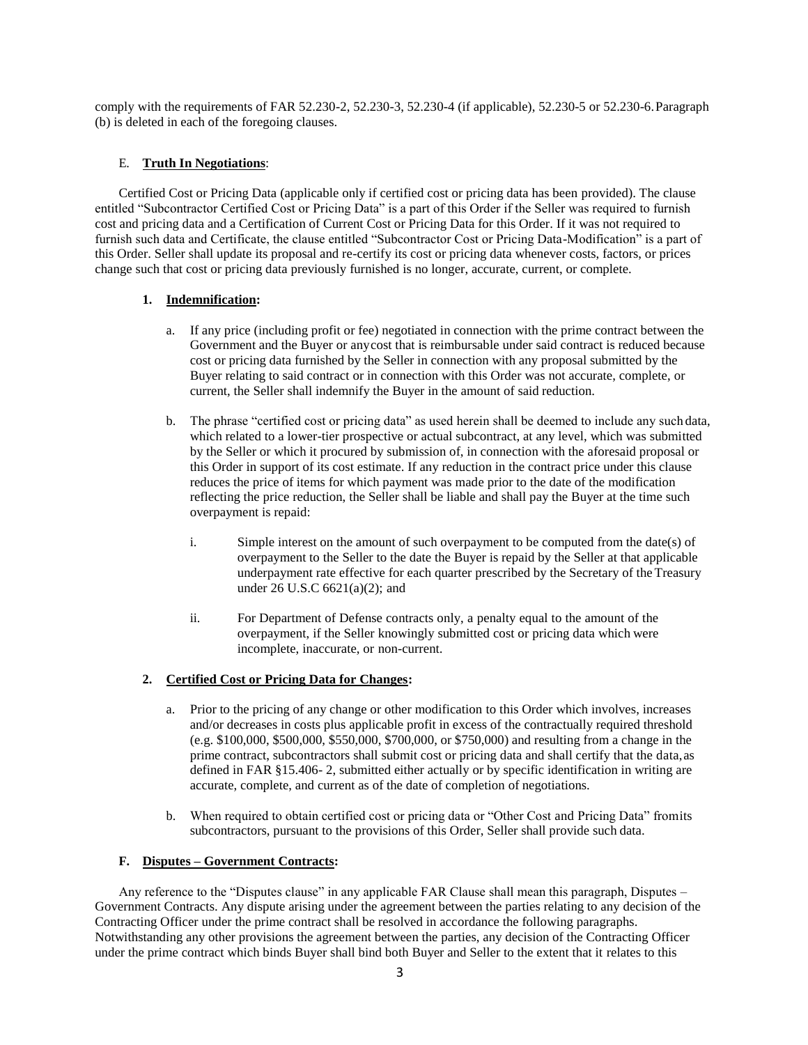comply with the requirements of FAR 52.230-2, 52.230-3, 52.230-4 (if applicable), 52.230-5 or 52.230-6. Paragraph (b) is deleted in each of the foregoing clauses.

E. **Truth In Negotiations**:

Certified Cost or Pricing Data (applicable only if certified cost or pricing data has been provided). The clause entitled "Subcontractor Certified Cost or Pricing Data" is a part of this Order if the Seller was required to furnish cost and pricing data and a Certification of Current Cost or Pricing Data for this Order. If it was not required to furnish such data and Certificate, the clause entitled "Subcontractor Cost or Pricing Data-Modification" is a part of this Order. Seller shall update its proposal and re-certify its cost or pricing data whenever costs, factors, or prices change such that cost or pricing data previously furnished is no longer, accurate, current, or complete.

**1. Indemnification:**

a. If any price (including profit or fee) negotiated in connection with the prime contract between the Government and the Buyer or any cost that is reimbursable under said contract is reduced because cost or pricing data furnished by the Seller in connection with any proposal submitted by the Buyer relating to said contract or in connection with this Order was not accurate, complete, or current, the Seller shall indemnify the Buyer in the amount of said reduction.

b. The phrase "certified cost or pricing data" as used herein shall be deemed to include any such data, which related to a lower-tier prospective or actual subcontract, at any level, which was submitted by the Seller or which it procured by submission of, in connection with the aforesaid proposal or this Order in support of its cost estimate. If any reduction in the contract price under this clause reduces the price of items for which payment was made prior to the date of the modification reflecting the price reduction, the Seller shall be liable and shall pay the Buyer at the time such overpayment is repaid:

   i. Simple interest on the amount of such overpayment to be computed from the date(s) of overpayment to the Seller to the date the Buyer is repaid by the Seller at that applicable underpayment rate effective for each quarter prescribed by the Secretary of the Treasury under 26 U.S.C 6621(a)(2); and

   ii. For Department of Defense contracts only, a penalty equal to the amount of the overpayment, if the Seller knowingly submitted cost or pricing data which were incomplete, inaccurate, or non-current.

**2. Certified Cost or Pricing Data for Changes:**

a. Prior to the pricing of any change or other modification to this Order which involves, increases and/or decreases in costs plus applicable profit in excess of the contractually required threshold (e.g. \$100,000, \$500,000, \$550,000, \$700,000, or \$750,000) and resulting from a change in the prime contract, subcontractors shall submit cost or pricing data and shall certify that the data, as defined in FAR §15.406- 2, submitted either actually or by specific identification in writing are accurate, complete, and current as of the date of completion of negotiations.

b. When required to obtain certified cost or pricing data or "Other Cost and Pricing Data" from its subcontractors, pursuant to the provisions of this Order, Seller shall provide such data.

**F. Disputes – Government Contracts:**

Any reference to the "Disputes clause" in any applicable FAR Clause shall mean this paragraph, Disputes – Government Contracts. Any dispute arising under the agreement between the parties relating to any decision of the Contracting Officer under the prime contract shall be resolved in accordance the following paragraphs. Notwithstanding any other provisions the agreement between the parties, any decision of the Contracting Officer under the prime contract which binds Buyer shall bind both Buyer and Seller to the extent that it relates to this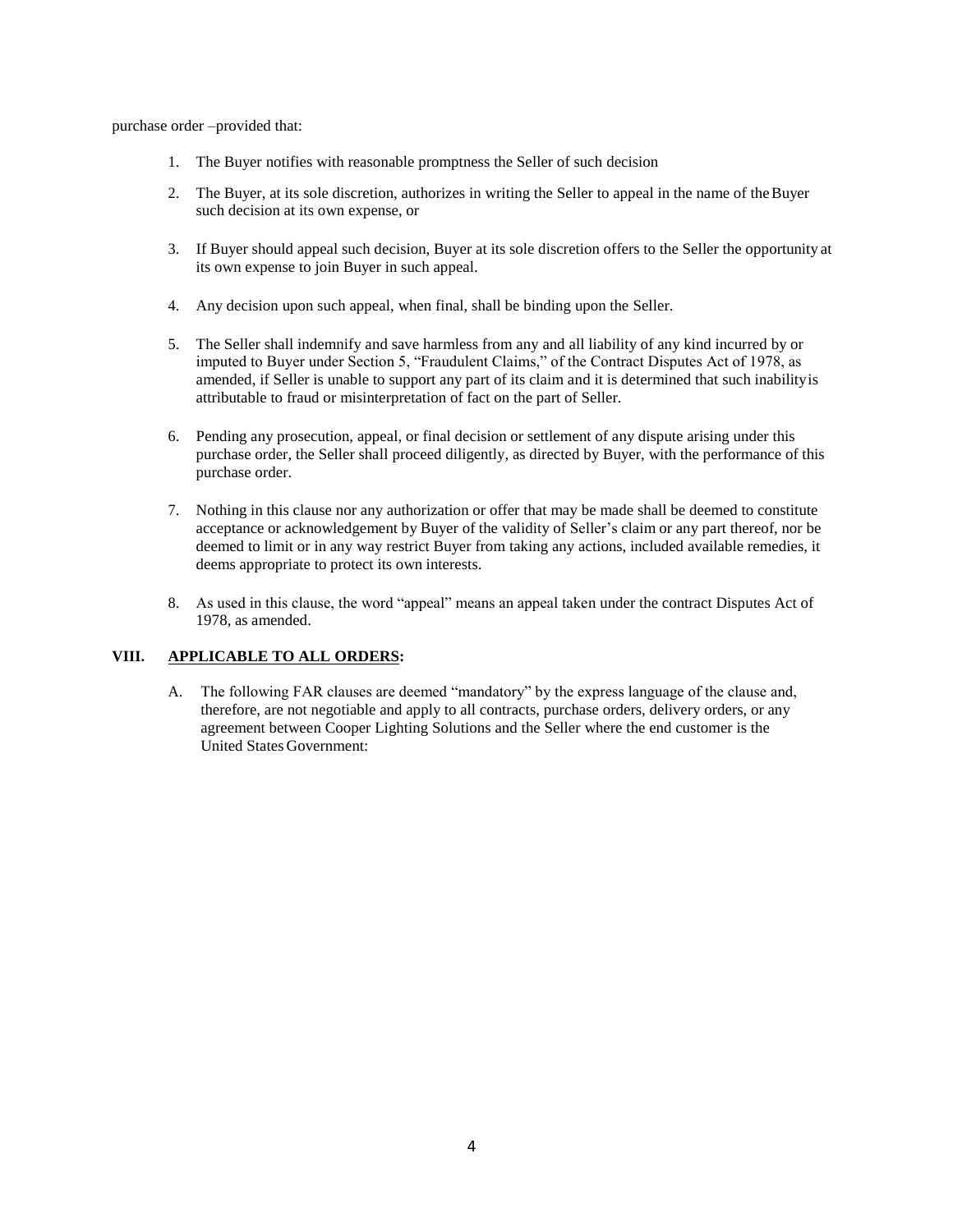purchase order –provided that:

1. The Buyer notifies with reasonable promptness the Seller of such decision

2. The Buyer, at its sole discretion, authorizes in writing the Seller to appeal in the name of the Buyer such decision at its own expense, or

3. If Buyer should appeal such decision, Buyer at its sole discretion offers to the Seller the opportunity at its own expense to join Buyer in such appeal.

4. Any decision upon such appeal, when final, shall be binding upon the Seller.

5. The Seller shall indemnify and save harmless from any and all liability of any kind incurred by or imputed to Buyer under Section 5, "Fraudulent Claims," of the Contract Disputes Act of 1978, as amended, if Seller is unable to support any part of its claim and it is determined that such inability is attributable to fraud or misinterpretation of fact on the part of Seller.

6. Pending any prosecution, appeal, or final decision or settlement of any dispute arising under this purchase order, the Seller shall proceed diligently, as directed by Buyer, with the performance of this purchase order.

7. Nothing in this clause nor any authorization or offer that may be made shall be deemed to constitute acceptance or acknowledgement by Buyer of the validity of Seller's claim or any part thereof, nor be deemed to limit or in any way restrict Buyer from taking any actions, included available remedies, it deems appropriate to protect its own interests.

8. As used in this clause, the word "appeal" means an appeal taken under the contract Disputes Act of 1978, as amended.

## VIII. **APPLICABLE TO ALL ORDERS:**

A. The following FAR clauses are deemed "mandatory" by the express language of the clause and, therefore, are not negotiable and apply to all contracts, purchase orders, delivery orders, or any agreement between Cooper Lighting Solutions and the Seller where the end customer is the United States Government: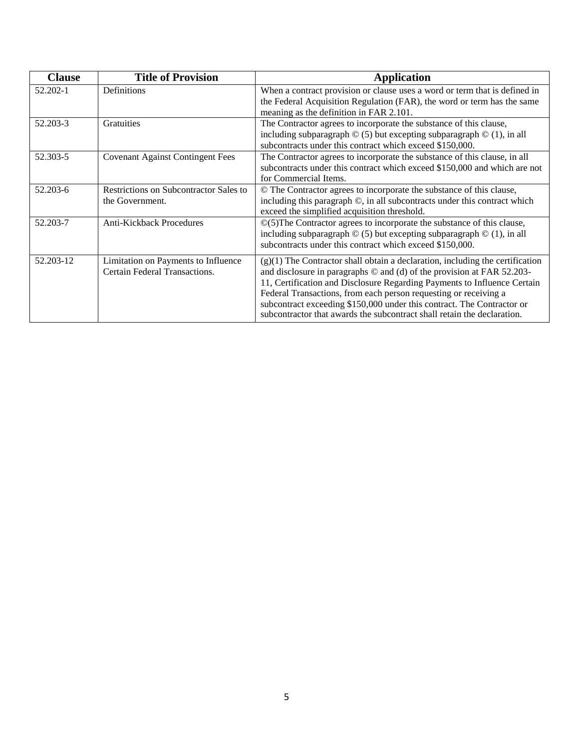| Clause | Title of Provision | Application |
|---|---|---|
| 52.202-1 | Definitions | When a contract provision or clause uses a word or term that is defined in the Federal Acquisition Regulation (FAR), the word or term has the same meaning as the definition in FAR 2.101. |
| 52.203-3 | Gratuities | The Contractor agrees to incorporate the substance of this clause, including subparagraph © (5) but excepting subparagraph © (1), in all subcontracts under this contract which exceed $150,000. |
| 52.303-5 | Covenant Against Contingent Fees | The Contractor agrees to incorporate the substance of this clause, in all subcontracts under this contract which exceed $150,000 and which are not for Commercial Items. |
| 52.203-6 | Restrictions on Subcontractor Sales to the Government. | © The Contractor agrees to incorporate the substance of this clause, including this paragraph ©, in all subcontracts under this contract which exceed the simplified acquisition threshold. |
| 52.203-7 | Anti-Kickback Procedures | ©(5)The Contractor agrees to incorporate the substance of this clause, including subparagraph © (5) but excepting subparagraph © (1), in all subcontracts under this contract which exceed $150,000. |
| 52.203-12 | Limitation on Payments to Influence Certain Federal Transactions. | (g)(1) The Contractor shall obtain a declaration, including the certification and disclosure in paragraphs © and (d) of the provision at FAR 52.203-11, Certification and Disclosure Regarding Payments to Influence Certain Federal Transactions, from each person requesting or receiving a subcontract exceeding $150,000 under this contract. The Contractor or subcontractor that awards the subcontract shall retain the declaration. |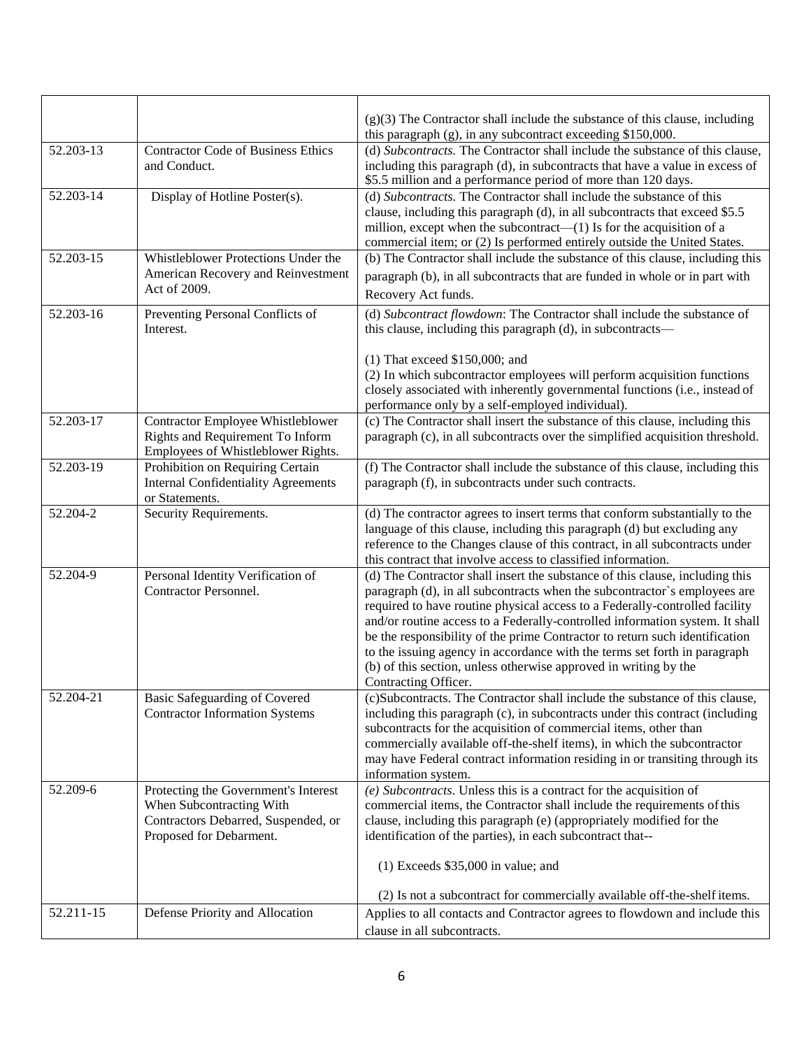| | | |
|---|---|---|
| | | (g)(3) The Contractor shall include the substance of this clause, including this paragraph (g), in any subcontract exceeding $150,000. |
| 52.203-13 | Contractor Code of Business Ethics and Conduct. | (d) *Subcontracts.* The Contractor shall include the substance of this clause, including this paragraph (d), in subcontracts that have a value in excess of $5.5 million and a performance period of more than 120 days. |
| 52.203-14 | Display of Hotline Poster(s). | (d) *Subcontracts.* The Contractor shall include the substance of this clause, including this paragraph (d), in all subcontracts that exceed $5.5 million, except when the subcontract—(1) Is for the acquisition of a commercial item; or (2) Is performed entirely outside the United States. |
| 52.203-15 | Whistleblower Protections Under the American Recovery and Reinvestment Act of 2009. | (b) The Contractor shall include the substance of this clause, including this paragraph (b), in all subcontracts that are funded in whole or in part with Recovery Act funds. |
| 52.203-16 | Preventing Personal Conflicts of Interest. | (d) *Subcontract flowdown*: The Contractor shall include the substance of this clause, including this paragraph (d), in subcontracts—<br><br>(1) That exceed $150,000; and<br>(2) In which subcontractor employees will perform acquisition functions closely associated with inherently governmental functions (i.e., instead of performance only by a self-employed individual). |
| 52.203-17 | Contractor Employee Whistleblower Rights and Requirement To Inform Employees of Whistleblower Rights. | (c) The Contractor shall insert the substance of this clause, including this paragraph (c), in all subcontracts over the simplified acquisition threshold. |
| 52.203-19 | Prohibition on Requiring Certain Internal Confidentiality Agreements or Statements. | (f) The Contractor shall include the substance of this clause, including this paragraph (f), in subcontracts under such contracts. |
| 52.204-2 | Security Requirements. | (d) The contractor agrees to insert terms that conform substantially to the language of this clause, including this paragraph (d) but excluding any reference to the Changes clause of this contract, in all subcontracts under this contract that involve access to classified information. |
| 52.204-9 | Personal Identity Verification of Contractor Personnel. | (d) The Contractor shall insert the substance of this clause, including this paragraph (d), in all subcontracts when the subcontractor`s employees are required to have routine physical access to a Federally-controlled facility and/or routine access to a Federally-controlled information system. It shall be the responsibility of the prime Contractor to return such identification to the issuing agency in accordance with the terms set forth in paragraph (b) of this section, unless otherwise approved in writing by the Contracting Officer. |
| 52.204-21 | Basic Safeguarding of Covered Contractor Information Systems | (c)Subcontracts. The Contractor shall include the substance of this clause, including this paragraph (c), in subcontracts under this contract (including subcontracts for the acquisition of commercial items, other than commercially available off-the-shelf items), in which the subcontractor may have Federal contract information residing in or transiting through its information system. |
| 52.209-6 | Protecting the Government's Interest When Subcontracting With Contractors Debarred, Suspended, or Proposed for Debarment. | *(e) Subcontracts*. Unless this is a contract for the acquisition of commercial items, the Contractor shall include the requirements of this clause, including this paragraph (e) (appropriately modified for the identification of the parties), in each subcontract that--<br><br>(1) Exceeds $35,000 in value; and<br><br>(2) Is not a subcontract for commercially available off-the-shelf items. |
| 52.211-15 | Defense Priority and Allocation | Applies to all contacts and Contractor agrees to flowdown and include this clause in all subcontracts. |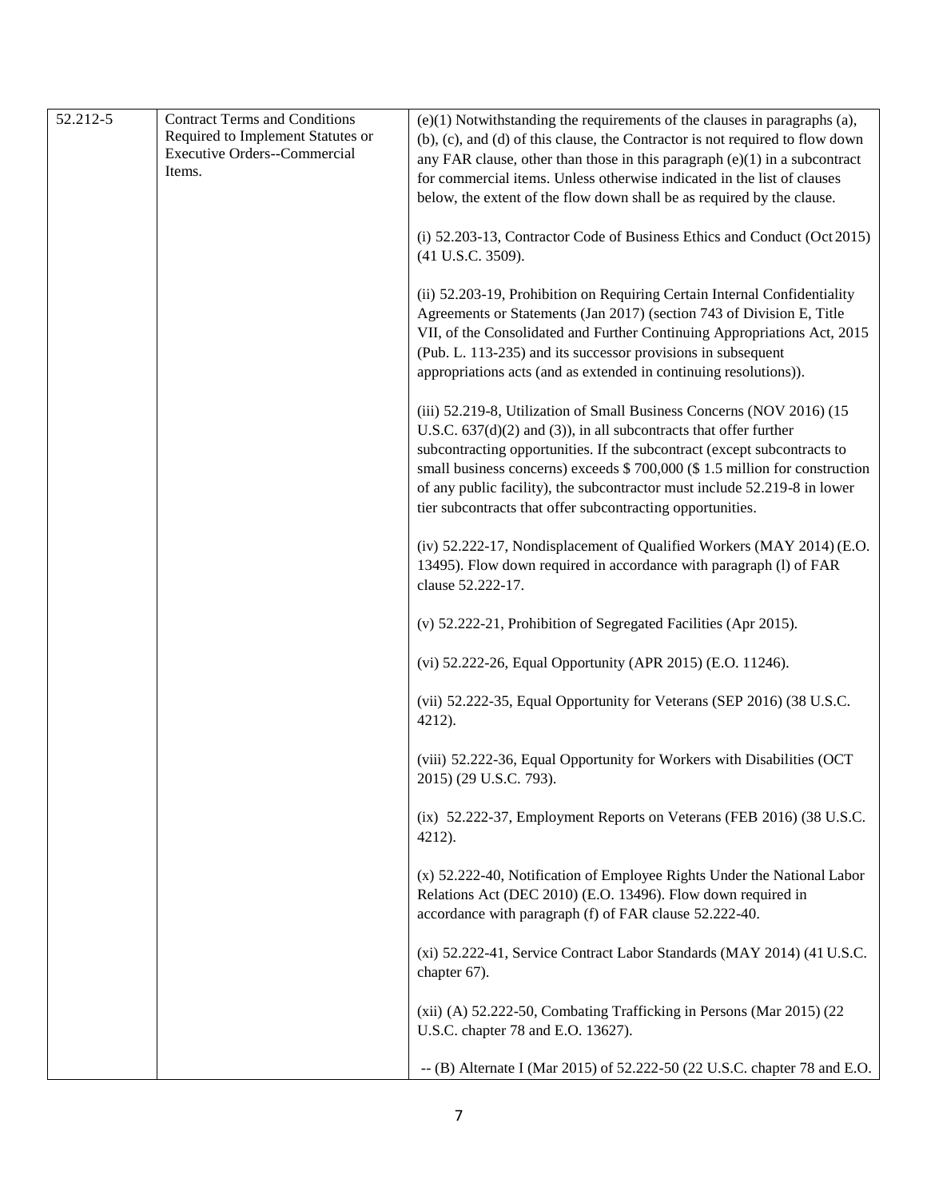| | | |
|---|---|---|
| 52.212-5 | Contract Terms and Conditions Required to Implement Statutes or Executive Orders--Commercial Items. | (e)(1) Notwithstanding the requirements of the clauses in paragraphs (a), (b), (c), and (d) of this clause, the Contractor is not required to flow down any FAR clause, other than those in this paragraph (e)(1) in a subcontract for commercial items. Unless otherwise indicated in the list of clauses below, the extent of the flow down shall be as required by the clause.<br><br>(i) 52.203-13, Contractor Code of Business Ethics and Conduct (Oct 2015) (41 U.S.C. 3509).<br><br>(ii) 52.203-19, Prohibition on Requiring Certain Internal Confidentiality Agreements or Statements (Jan 2017) (section 743 of Division E, Title VII, of the Consolidated and Further Continuing Appropriations Act, 2015 (Pub. L. 113-235) and its successor provisions in subsequent appropriations acts (and as extended in continuing resolutions)).<br><br>(iii) 52.219-8, Utilization of Small Business Concerns (NOV 2016) (15 U.S.C. 637(d)(2) and (3)), in all subcontracts that offer further subcontracting opportunities. If the subcontract (except subcontracts to small business concerns) exceeds \$ 700,000 (\$ 1.5 million for construction of any public facility), the subcontractor must include 52.219-8 in lower tier subcontracts that offer subcontracting opportunities.<br><br>(iv) 52.222-17, Nondisplacement of Qualified Workers (MAY 2014) (E.O. 13495). Flow down required in accordance with paragraph (l) of FAR clause 52.222-17.<br><br>(v) 52.222-21, Prohibition of Segregated Facilities (Apr 2015).<br><br>(vi) 52.222-26, Equal Opportunity (APR 2015) (E.O. 11246).<br><br>(vii) 52.222-35, Equal Opportunity for Veterans (SEP 2016) (38 U.S.C. 4212).<br><br>(viii) 52.222-36, Equal Opportunity for Workers with Disabilities (OCT 2015) (29 U.S.C. 793).<br><br>(ix) 52.222-37, Employment Reports on Veterans (FEB 2016) (38 U.S.C. 4212).<br><br>(x) 52.222-40, Notification of Employee Rights Under the National Labor Relations Act (DEC 2010) (E.O. 13496). Flow down required in accordance with paragraph (f) of FAR clause 52.222-40.<br><br>(xi) 52.222-41, Service Contract Labor Standards (MAY 2014) (41 U.S.C. chapter 67).<br><br>(xii) (A) 52.222-50, Combating Trafficking in Persons (Mar 2015) (22 U.S.C. chapter 78 and E.O. 13627).<br><br>-- (B) Alternate I (Mar 2015) of 52.222-50 (22 U.S.C. chapter 78 and E.O. |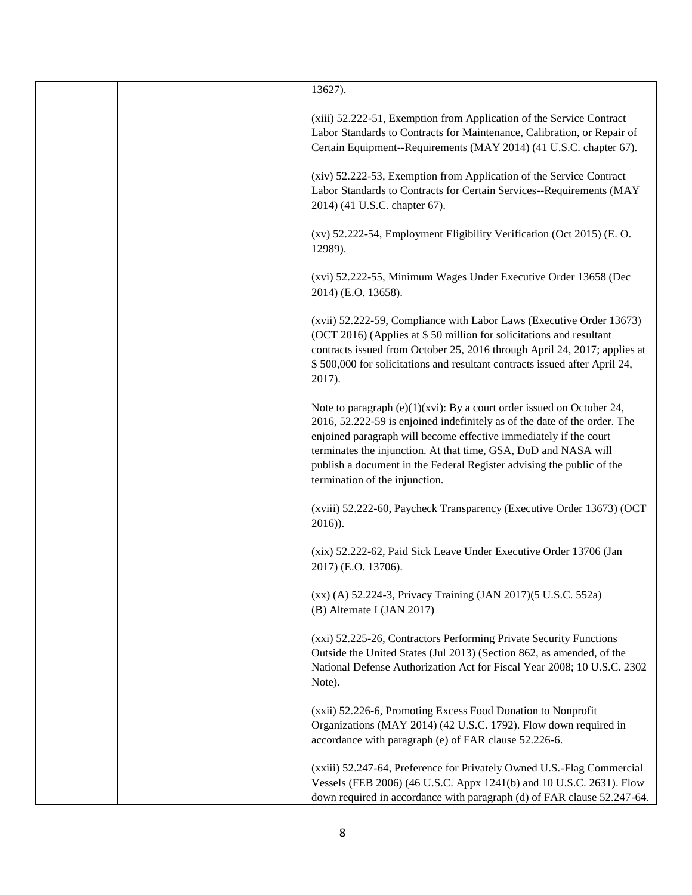| | | 13627).<br><br>(xiii) 52.222-51, Exemption from Application of the Service Contract Labor Standards to Contracts for Maintenance, Calibration, or Repair of Certain Equipment--Requirements (MAY 2014) (41 U.S.C. chapter 67).<br><br>(xiv) 52.222-53, Exemption from Application of the Service Contract Labor Standards to Contracts for Certain Services--Requirements (MAY 2014) (41 U.S.C. chapter 67).<br><br>(xv) 52.222-54, Employment Eligibility Verification (Oct 2015) (E. O. 12989).<br><br>(xvi) 52.222-55, Minimum Wages Under Executive Order 13658 (Dec 2014) (E.O. 13658).<br><br>(xvii) 52.222-59, Compliance with Labor Laws (Executive Order 13673) (OCT 2016) (Applies at $ 50 million for solicitations and resultant contracts issued from October 25, 2016 through April 24, 2017; applies at $ 500,000 for solicitations and resultant contracts issued after April 24, 2017).<br><br>Note to paragraph (e)(1)(xvi): By a court order issued on October 24, 2016, 52.222-59 is enjoined indefinitely as of the date of the order. The enjoined paragraph will become effective immediately if the court terminates the injunction. At that time, GSA, DoD and NASA will publish a document in the Federal Register advising the public of the termination of the injunction.<br><br>(xviii) 52.222-60, Paycheck Transparency (Executive Order 13673) (OCT 2016)).<br><br>(xix) 52.222-62, Paid Sick Leave Under Executive Order 13706 (Jan 2017) (E.O. 13706).<br><br>(xx) (A) 52.224-3, Privacy Training (JAN 2017)(5 U.S.C. 552a)<br>(B) Alternate I (JAN 2017)<br><br>(xxi) 52.225-26, Contractors Performing Private Security Functions Outside the United States (Jul 2013) (Section 862, as amended, of the National Defense Authorization Act for Fiscal Year 2008; 10 U.S.C. 2302 Note).<br><br>(xxii) 52.226-6, Promoting Excess Food Donation to Nonprofit Organizations (MAY 2014) (42 U.S.C. 1792). Flow down required in accordance with paragraph (e) of FAR clause 52.226-6.<br><br>(xxiii) 52.247-64, Preference for Privately Owned U.S.-Flag Commercial Vessels (FEB 2006) (46 U.S.C. Appx 1241(b) and 10 U.S.C. 2631). Flow down required in accordance with paragraph (d) of FAR clause 52.247-64. |
|---|---|---|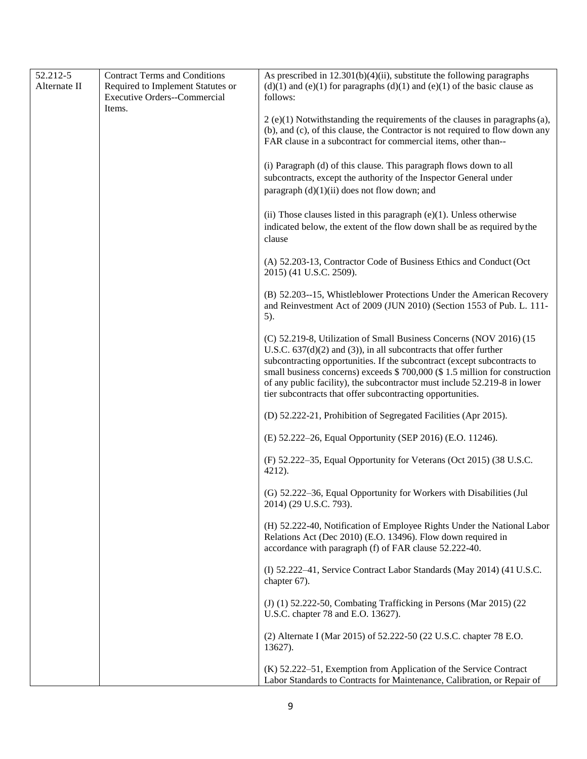| 52.212-5 Alternate II | Contract Terms and Conditions Required to Implement Statutes or Executive Orders--Commercial Items. | As prescribed in 12.301(b)(4)(ii), substitute the following paragraphs (d)(1) and (e)(1) for paragraphs (d)(1) and (e)(1) of the basic clause as follows:<br><br>2 (e)(1) Notwithstanding the requirements of the clauses in paragraphs (a), (b), and (c), of this clause, the Contractor is not required to flow down any FAR clause in a subcontract for commercial items, other than--<br><br>(i) Paragraph (d) of this clause. This paragraph flows down to all subcontracts, except the authority of the Inspector General under paragraph (d)(1)(ii) does not flow down; and<br><br>(ii) Those clauses listed in this paragraph (e)(1). Unless otherwise indicated below, the extent of the flow down shall be as required by the clause<br><br>(A) 52.203-13, Contractor Code of Business Ethics and Conduct (Oct 2015) (41 U.S.C. 2509).<br><br>(B) 52.203--15, Whistleblower Protections Under the American Recovery and Reinvestment Act of 2009 (JUN 2010) (Section 1553 of Pub. L. 111-5).<br><br>(C) 52.219-8, Utilization of Small Business Concerns (NOV 2016) (15 U.S.C. 637(d)(2) and (3)), in all subcontracts that offer further subcontracting opportunities. If the subcontract (except subcontracts to small business concerns) exceeds $ 700,000 ($ 1.5 million for construction of any public facility), the subcontractor must include 52.219-8 in lower tier subcontracts that offer subcontracting opportunities.<br><br>(D) 52.222-21, Prohibition of Segregated Facilities (Apr 2015).<br><br>(E) 52.222–26, Equal Opportunity (SEP 2016) (E.O. 11246).<br><br>(F) 52.222–35, Equal Opportunity for Veterans (Oct 2015) (38 U.S.C. 4212).<br><br>(G) 52.222–36, Equal Opportunity for Workers with Disabilities (Jul 2014) (29 U.S.C. 793).<br><br>(H) 52.222-40, Notification of Employee Rights Under the National Labor Relations Act (Dec 2010) (E.O. 13496). Flow down required in accordance with paragraph (f) of FAR clause 52.222-40.<br><br>(I) 52.222–41, Service Contract Labor Standards (May 2014) (41 U.S.C. chapter 67).<br><br>(J) (1) 52.222-50, Combating Trafficking in Persons (Mar 2015) (22 U.S.C. chapter 78 and E.O. 13627).<br><br>(2) Alternate I (Mar 2015) of 52.222-50 (22 U.S.C. chapter 78 E.O. 13627).<br><br>(K) 52.222–51, Exemption from Application of the Service Contract Labor Standards to Contracts for Maintenance, Calibration, or Repair of |
|---|---|---|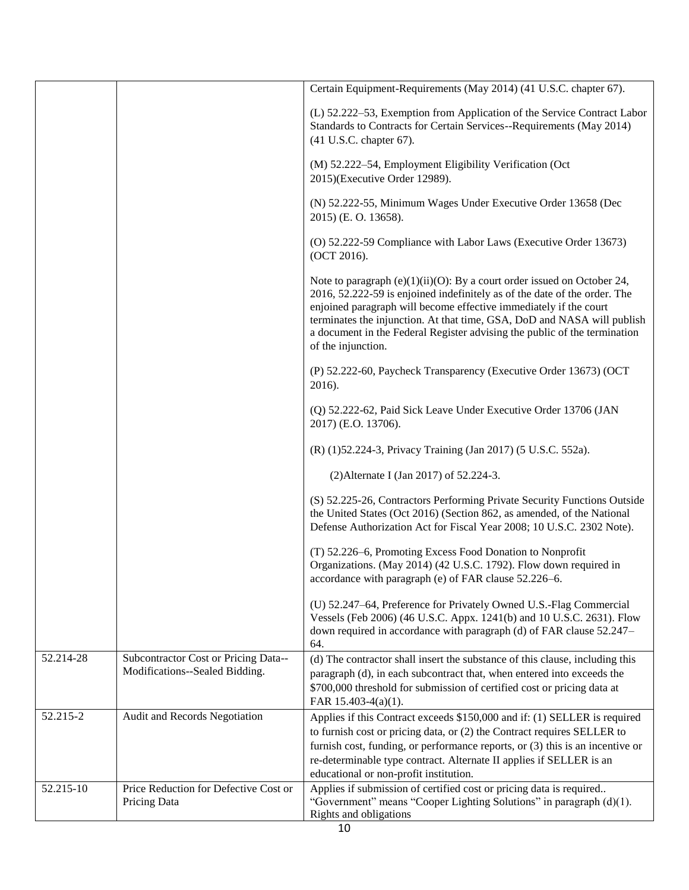| | | |
|---|---|---|
| | | Certain Equipment-Requirements (May 2014) (41 U.S.C. chapter 67).<br><br>(L) 52.222–53, Exemption from Application of the Service Contract Labor Standards to Contracts for Certain Services--Requirements (May 2014) (41 U.S.C. chapter 67).<br><br>(M) 52.222–54, Employment Eligibility Verification (Oct 2015)(Executive Order 12989).<br><br>(N) 52.222-55, Minimum Wages Under Executive Order 13658 (Dec 2015) (E. O. 13658).<br><br>(O) 52.222-59 Compliance with Labor Laws (Executive Order 13673) (OCT 2016).<br><br>Note to paragraph (e)(1)(ii)(O): By a court order issued on October 24, 2016, 52.222-59 is enjoined indefinitely as of the date of the order. The enjoined paragraph will become effective immediately if the court terminates the injunction. At that time, GSA, DoD and NASA will publish a document in the Federal Register advising the public of the termination of the injunction.<br><br>(P) 52.222-60, Paycheck Transparency (Executive Order 13673) (OCT 2016).<br><br>(Q) 52.222-62, Paid Sick Leave Under Executive Order 13706 (JAN 2017) (E.O. 13706).<br><br>(R) (1)52.224-3, Privacy Training (Jan 2017) (5 U.S.C. 552a).<br><br>(2)Alternate I (Jan 2017) of 52.224-3.<br><br>(S) 52.225-26, Contractors Performing Private Security Functions Outside the United States (Oct 2016) (Section 862, as amended, of the National Defense Authorization Act for Fiscal Year 2008; 10 U.S.C. 2302 Note).<br><br>(T) 52.226–6, Promoting Excess Food Donation to Nonprofit Organizations. (May 2014) (42 U.S.C. 1792). Flow down required in accordance with paragraph (e) of FAR clause 52.226–6.<br><br>(U) 52.247–64, Preference for Privately Owned U.S.-Flag Commercial Vessels (Feb 2006) (46 U.S.C. Appx. 1241(b) and 10 U.S.C. 2631). Flow down required in accordance with paragraph (d) of FAR clause 52.247–64. |
| 52.214-28 | Subcontractor Cost or Pricing Data--Modifications--Sealed Bidding. | (d) The contractor shall insert the substance of this clause, including this paragraph (d), in each subcontract that, when entered into exceeds the $700,000 threshold for submission of certified cost or pricing data at FAR 15.403-4(a)(1). |
| 52.215-2 | Audit and Records Negotiation | Applies if this Contract exceeds $150,000 and if: (1) SELLER is required to furnish cost or pricing data, or (2) the Contract requires SELLER to furnish cost, funding, or performance reports, or (3) this is an incentive or re-determinable type contract. Alternate II applies if SELLER is an educational or non-profit institution. |
| 52.215-10 | Price Reduction for Defective Cost or Pricing Data | Applies if submission of certified cost or pricing data is required.. "Government" means "Cooper Lighting Solutions" in paragraph (d)(1). Rights and obligations |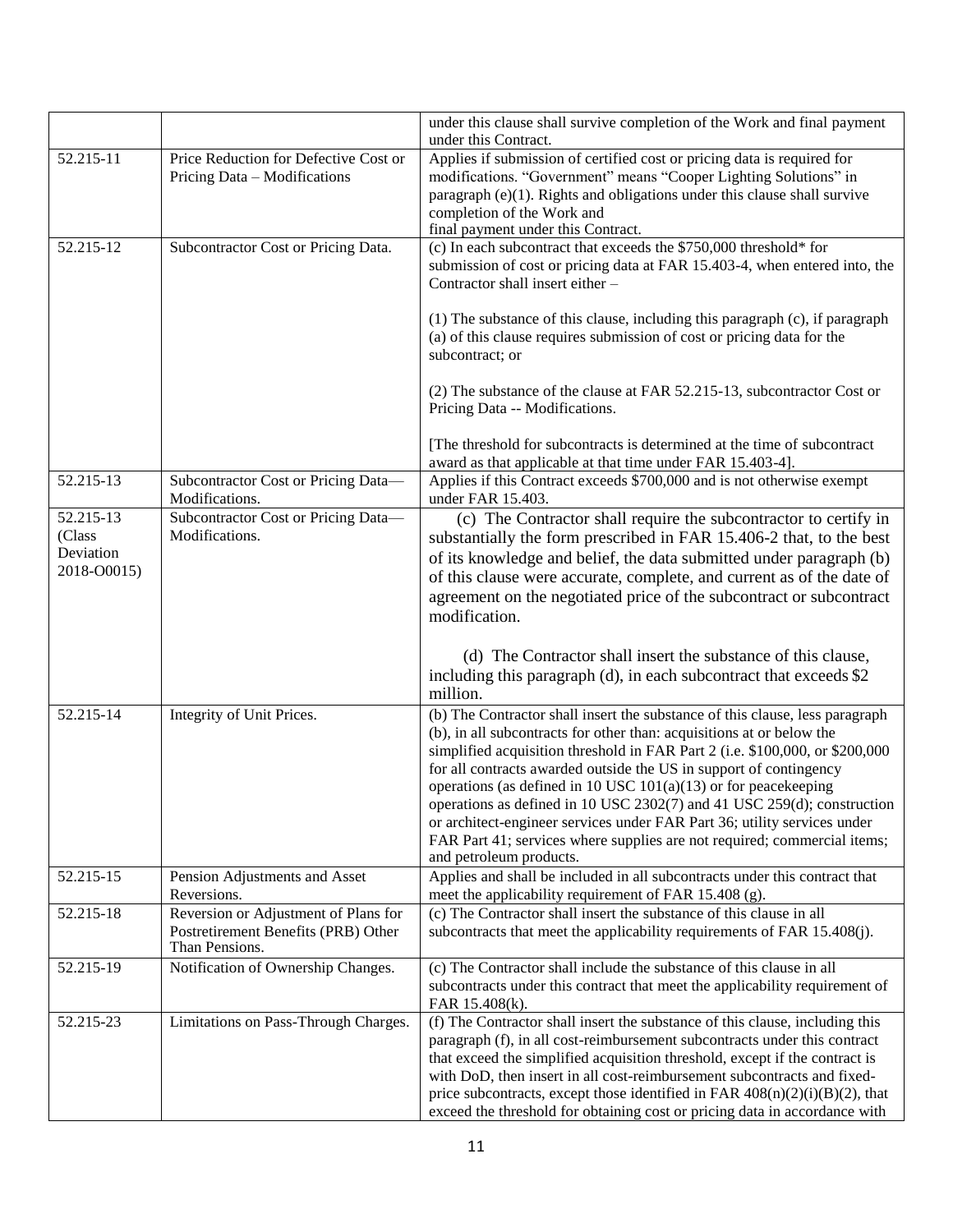| | | |
|---|---|---|
| | | under this clause shall survive completion of the Work and final payment under this Contract. |
| 52.215-11 | Price Reduction for Defective Cost or Pricing Data – Modifications | Applies if submission of certified cost or pricing data is required for modifications. "Government" means "Cooper Lighting Solutions" in paragraph (e)(1). Rights and obligations under this clause shall survive completion of the Work and final payment under this Contract. |
| 52.215-12 | Subcontractor Cost or Pricing Data. | (c) In each subcontract that exceeds the $750,000 threshold* for submission of cost or pricing data at FAR 15.403-4, when entered into, the Contractor shall insert either –<br><br>(1) The substance of this clause, including this paragraph (c), if paragraph (a) of this clause requires submission of cost or pricing data for the subcontract; or<br><br>(2) The substance of the clause at FAR 52.215-13, subcontractor Cost or Pricing Data -- Modifications.<br><br>[The threshold for subcontracts is determined at the time of subcontract award as that applicable at that time under FAR 15.403-4]. |
| 52.215-13 | Subcontractor Cost or Pricing Data—Modifications. | Applies if this Contract exceeds $700,000 and is not otherwise exempt under FAR 15.403. |
| 52.215-13 (Class Deviation 2018-O0015) | Subcontractor Cost or Pricing Data—Modifications. | (c) The Contractor shall require the subcontractor to certify in substantially the form prescribed in FAR 15.406-2 that, to the best of its knowledge and belief, the data submitted under paragraph (b) of this clause were accurate, complete, and current as of the date of agreement on the negotiated price of the subcontract or subcontract modification.<br><br>(d) The Contractor shall insert the substance of this clause, including this paragraph (d), in each subcontract that exceeds $2 million. |
| 52.215-14 | Integrity of Unit Prices. | (b) The Contractor shall insert the substance of this clause, less paragraph (b), in all subcontracts for other than: acquisitions at or below the simplified acquisition threshold in FAR Part 2 (i.e. $100,000, or $200,000 for all contracts awarded outside the US in support of contingency operations (as defined in 10 USC 101(a)(13) or for peacekeeping operations as defined in 10 USC 2302(7) and 41 USC 259(d); construction or architect-engineer services under FAR Part 36; utility services under FAR Part 41; services where supplies are not required; commercial items; and petroleum products. |
| 52.215-15 | Pension Adjustments and Asset Reversions. | Applies and shall be included in all subcontracts under this contract that meet the applicability requirement of FAR 15.408 (g). |
| 52.215-18 | Reversion or Adjustment of Plans for Postretirement Benefits (PRB) Other Than Pensions. | (c) The Contractor shall insert the substance of this clause in all subcontracts that meet the applicability requirements of FAR 15.408(j). |
| 52.215-19 | Notification of Ownership Changes. | (c) The Contractor shall include the substance of this clause in all subcontracts under this contract that meet the applicability requirement of FAR 15.408(k). |
| 52.215-23 | Limitations on Pass-Through Charges. | (f) The Contractor shall insert the substance of this clause, including this paragraph (f), in all cost-reimbursement subcontracts under this contract that exceed the simplified acquisition threshold, except if the contract is with DoD, then insert in all cost-reimbursement subcontracts and fixed-price subcontracts, except those identified in FAR 408(n)(2)(i)(B)(2), that exceed the threshold for obtaining cost or pricing data in accordance with |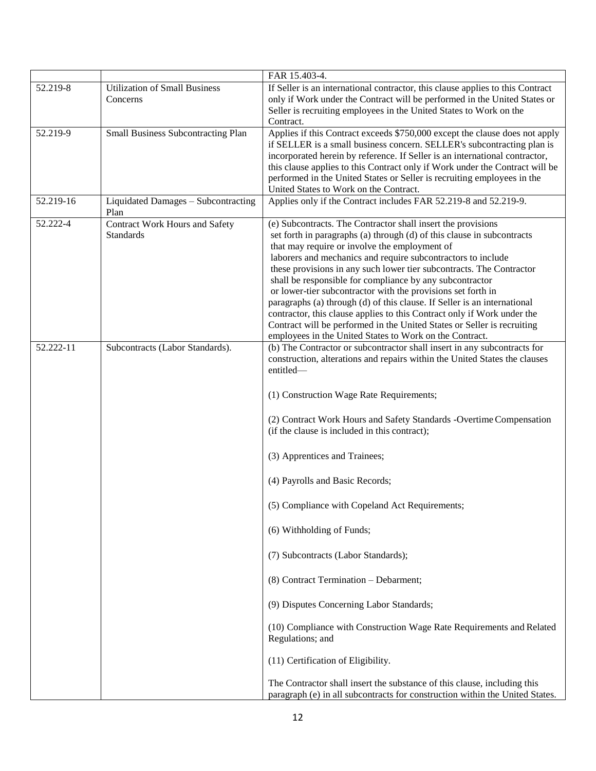| | | |
|---|---|---|
| | | FAR 15.403-4. |
| 52.219-8 | Utilization of Small Business Concerns | If Seller is an international contractor, this clause applies to this Contract only if Work under the Contract will be performed in the United States or Seller is recruiting employees in the United States to Work on the Contract. |
| 52.219-9 | Small Business Subcontracting Plan | Applies if this Contract exceeds $750,000 except the clause does not apply if SELLER is a small business concern. SELLER's subcontracting plan is incorporated herein by reference. If Seller is an international contractor, this clause applies to this Contract only if Work under the Contract will be performed in the United States or Seller is recruiting employees in the United States to Work on the Contract. |
| 52.219-16 | Liquidated Damages – Subcontracting Plan | Applies only if the Contract includes FAR 52.219-8 and 52.219-9. |
| 52.222-4 | Contract Work Hours and Safety Standards | (e) Subcontracts. The Contractor shall insert the provisions set forth in paragraphs (a) through (d) of this clause in subcontracts that may require or involve the employment of laborers and mechanics and require subcontractors to include these provisions in any such lower tier subcontracts. The Contractor shall be responsible for compliance by any subcontractor or lower-tier subcontractor with the provisions set forth in paragraphs (a) through (d) of this clause. If Seller is an international contractor, this clause applies to this Contract only if Work under the Contract will be performed in the United States or Seller is recruiting employees in the United States to Work on the Contract. |
| 52.222-11 | Subcontracts (Labor Standards). | (b) The Contractor or subcontractor shall insert in any subcontracts for construction, alterations and repairs within the United States the clauses entitled—<br><br>(1) Construction Wage Rate Requirements;<br><br>(2) Contract Work Hours and Safety Standards -Overtime Compensation (if the clause is included in this contract);<br><br>(3) Apprentices and Trainees;<br><br>(4) Payrolls and Basic Records;<br><br>(5) Compliance with Copeland Act Requirements;<br><br>(6) Withholding of Funds;<br><br>(7) Subcontracts (Labor Standards);<br><br>(8) Contract Termination – Debarment;<br><br>(9) Disputes Concerning Labor Standards;<br><br>(10) Compliance with Construction Wage Rate Requirements and Related Regulations; and<br><br>(11) Certification of Eligibility.<br><br>The Contractor shall insert the substance of this clause, including this paragraph (e) in all subcontracts for construction within the United States. |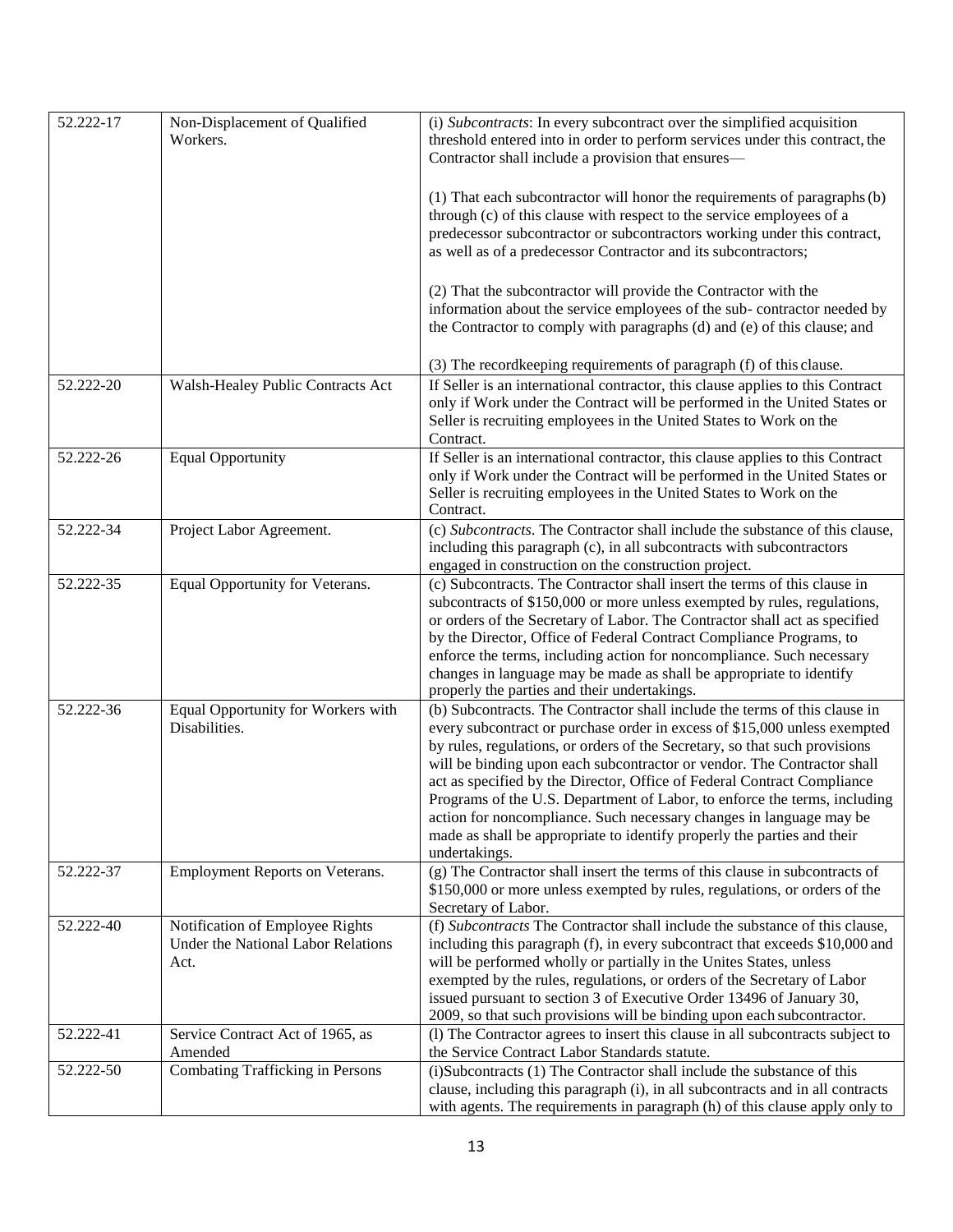| | | |
|---|---|---|
| 52.222-17 | Non-Displacement of Qualified Workers. | (i) *Subcontracts*: In every subcontract over the simplified acquisition threshold entered into in order to perform services under this contract, the Contractor shall include a provision that ensures—<br><br>(1) That each subcontractor will honor the requirements of paragraphs (b) through (c) of this clause with respect to the service employees of a predecessor subcontractor or subcontractors working under this contract, as well as of a predecessor Contractor and its subcontractors;<br><br>(2) That the subcontractor will provide the Contractor with the information about the service employees of the sub- contractor needed by the Contractor to comply with paragraphs (d) and (e) of this clause; and<br><br>(3) The recordkeeping requirements of paragraph (f) of this clause. |
| 52.222-20 | Walsh-Healey Public Contracts Act | If Seller is an international contractor, this clause applies to this Contract only if Work under the Contract will be performed in the United States or Seller is recruiting employees in the United States to Work on the Contract. |
| 52.222-26 | Equal Opportunity | If Seller is an international contractor, this clause applies to this Contract only if Work under the Contract will be performed in the United States or Seller is recruiting employees in the United States to Work on the Contract. |
| 52.222-34 | Project Labor Agreement. | (c) *Subcontracts*. The Contractor shall include the substance of this clause, including this paragraph (c), in all subcontracts with subcontractors engaged in construction on the construction project. |
| 52.222-35 | Equal Opportunity for Veterans. | (c) Subcontracts. The Contractor shall insert the terms of this clause in subcontracts of $150,000 or more unless exempted by rules, regulations, or orders of the Secretary of Labor. The Contractor shall act as specified by the Director, Office of Federal Contract Compliance Programs, to enforce the terms, including action for noncompliance. Such necessary changes in language may be made as shall be appropriate to identify properly the parties and their undertakings. |
| 52.222-36 | Equal Opportunity for Workers with Disabilities. | (b) Subcontracts. The Contractor shall include the terms of this clause in every subcontract or purchase order in excess of $15,000 unless exempted by rules, regulations, or orders of the Secretary, so that such provisions will be binding upon each subcontractor or vendor. The Contractor shall act as specified by the Director, Office of Federal Contract Compliance Programs of the U.S. Department of Labor, to enforce the terms, including action for noncompliance. Such necessary changes in language may be made as shall be appropriate to identify properly the parties and their undertakings. |
| 52.222-37 | Employment Reports on Veterans. | (g) The Contractor shall insert the terms of this clause in subcontracts of $150,000 or more unless exempted by rules, regulations, or orders of the Secretary of Labor. |
| 52.222-40 | Notification of Employee Rights Under the National Labor Relations Act. | (f) *Subcontracts* The Contractor shall include the substance of this clause, including this paragraph (f), in every subcontract that exceeds $10,000 and will be performed wholly or partially in the Unites States, unless exempted by the rules, regulations, or orders of the Secretary of Labor issued pursuant to section 3 of Executive Order 13496 of January 30, 2009, so that such provisions will be binding upon each subcontractor. |
| 52.222-41 | Service Contract Act of 1965, as Amended | (l) The Contractor agrees to insert this clause in all subcontracts subject to the Service Contract Labor Standards statute. |
| 52.222-50 | Combating Trafficking in Persons | (i)Subcontracts (1) The Contractor shall include the substance of this clause, including this paragraph (i), in all subcontracts and in all contracts with agents. The requirements in paragraph (h) of this clause apply only to |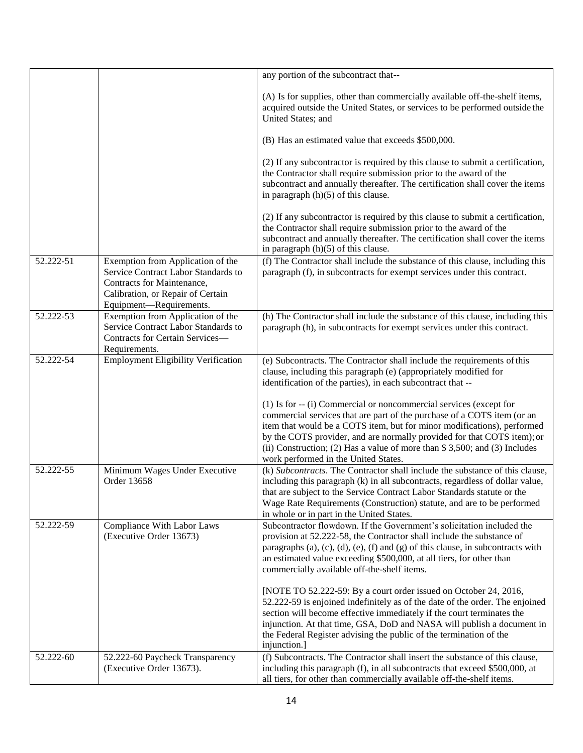| | | |
|---|---|---|
| | | any portion of the subcontract that--<br><br>(A) Is for supplies, other than commercially available off-the-shelf items, acquired outside the United States, or services to be performed outside the United States; and<br><br>(B) Has an estimated value that exceeds $500,000.<br><br>(2) If any subcontractor is required by this clause to submit a certification, the Contractor shall require submission prior to the award of the subcontract and annually thereafter. The certification shall cover the items in paragraph (h)(5) of this clause.<br><br>(2) If any subcontractor is required by this clause to submit a certification, the Contractor shall require submission prior to the award of the subcontract and annually thereafter. The certification shall cover the items in paragraph (h)(5) of this clause. |
| 52.222-51 | Exemption from Application of the Service Contract Labor Standards to Contracts for Maintenance, Calibration, or Repair of Certain Equipment—Requirements. | (f) The Contractor shall include the substance of this clause, including this paragraph (f), in subcontracts for exempt services under this contract. |
| 52.222-53 | Exemption from Application of the Service Contract Labor Standards to Contracts for Certain Services—Requirements. | (h) The Contractor shall include the substance of this clause, including this paragraph (h), in subcontracts for exempt services under this contract. |
| 52.222-54 | Employment Eligibility Verification | (e) Subcontracts. The Contractor shall include the requirements of this clause, including this paragraph (e) (appropriately modified for identification of the parties), in each subcontract that --<br><br>(1) Is for -- (i) Commercial or noncommercial services (except for commercial services that are part of the purchase of a COTS item (or an item that would be a COTS item, but for minor modifications), performed by the COTS provider, and are normally provided for that COTS item); or (ii) Construction; (2) Has a value of more than $ 3,500; and (3) Includes work performed in the United States. |
| 52.222-55 | Minimum Wages Under Executive Order 13658 | (k) *Subcontracts*. The Contractor shall include the substance of this clause, including this paragraph (k) in all subcontracts, regardless of dollar value, that are subject to the Service Contract Labor Standards statute or the Wage Rate Requirements (Construction) statute, and are to be performed in whole or in part in the United States. |
| 52.222-59 | Compliance With Labor Laws (Executive Order 13673) | Subcontractor flowdown. If the Government's solicitation included the provision at 52.222-58, the Contractor shall include the substance of paragraphs (a), (c), (d), (e), (f) and (g) of this clause, in subcontracts with an estimated value exceeding $500,000, at all tiers, for other than commercially available off-the-shelf items.<br><br>[NOTE TO 52.222-59: By a court order issued on October 24, 2016, 52.222-59 is enjoined indefinitely as of the date of the order. The enjoined section will become effective immediately if the court terminates the injunction. At that time, GSA, DoD and NASA will publish a document in the Federal Register advising the public of the termination of the injunction.] |
| 52.222-60 | 52.222-60 Paycheck Transparency (Executive Order 13673). | (f) Subcontracts. The Contractor shall insert the substance of this clause, including this paragraph (f), in all subcontracts that exceed $500,000, at all tiers, for other than commercially available off-the-shelf items. |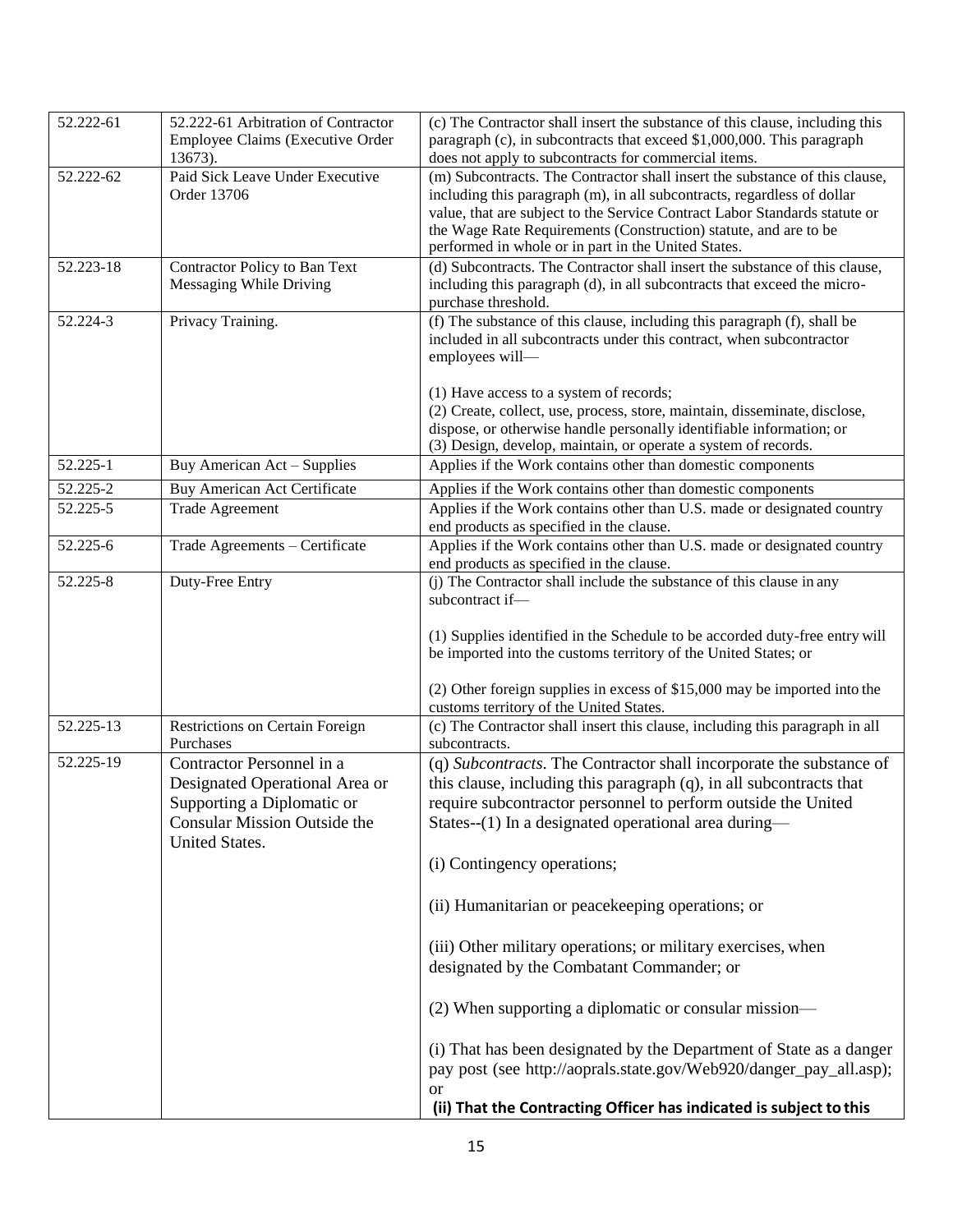| 52.222-61 | 52.222-61 Arbitration of Contractor Employee Claims (Executive Order 13673). | (c) The Contractor shall insert the substance of this clause, including this paragraph (c), in subcontracts that exceed $1,000,000. This paragraph does not apply to subcontracts for commercial items. |
|---|---|---|
| 52.222-62 | Paid Sick Leave Under Executive Order 13706 | (m) Subcontracts. The Contractor shall insert the substance of this clause, including this paragraph (m), in all subcontracts, regardless of dollar value, that are subject to the Service Contract Labor Standards statute or the Wage Rate Requirements (Construction) statute, and are to be performed in whole or in part in the United States. |
| 52.223-18 | Contractor Policy to Ban Text Messaging While Driving | (d) Subcontracts. The Contractor shall insert the substance of this clause, including this paragraph (d), in all subcontracts that exceed the micro-purchase threshold. |
| 52.224-3 | Privacy Training. | (f) The substance of this clause, including this paragraph (f), shall be included in all subcontracts under this contract, when subcontractor employees will—<br><br>(1) Have access to a system of records;<br>(2) Create, collect, use, process, store, maintain, disseminate, disclose, dispose, or otherwise handle personally identifiable information; or<br>(3) Design, develop, maintain, or operate a system of records. |
| 52.225-1 | Buy American Act – Supplies | Applies if the Work contains other than domestic components |
| 52.225-2 | Buy American Act Certificate | Applies if the Work contains other than domestic components |
| 52.225-5 | Trade Agreement | Applies if the Work contains other than U.S. made or designated country end products as specified in the clause. |
| 52.225-6 | Trade Agreements – Certificate | Applies if the Work contains other than U.S. made or designated country end products as specified in the clause. |
| 52.225-8 | Duty-Free Entry | (j) The Contractor shall include the substance of this clause in any subcontract if—<br><br>(1) Supplies identified in the Schedule to be accorded duty-free entry will be imported into the customs territory of the United States; or<br><br>(2) Other foreign supplies in excess of $15,000 may be imported into the customs territory of the United States. |
| 52.225-13 | Restrictions on Certain Foreign Purchases | (c) The Contractor shall insert this clause, including this paragraph in all subcontracts. |
| 52.225-19 | Contractor Personnel in a Designated Operational Area or Supporting a Diplomatic or Consular Mission Outside the United States. | (q) *Subcontracts*. The Contractor shall incorporate the substance of this clause, including this paragraph (q), in all subcontracts that require subcontractor personnel to perform outside the United States--(1) In a designated operational area during—<br><br>(i) Contingency operations;<br><br>(ii) Humanitarian or peacekeeping operations; or<br><br>(iii) Other military operations; or military exercises, when designated by the Combatant Commander; or<br><br>(2) When supporting a diplomatic or consular mission—<br><br>(i) That has been designated by the Department of State as a danger pay post (see http://aoprals.state.gov/Web920/danger_pay_all.asp); or<br>**(ii) That the Contracting Officer has indicated is subject to this** |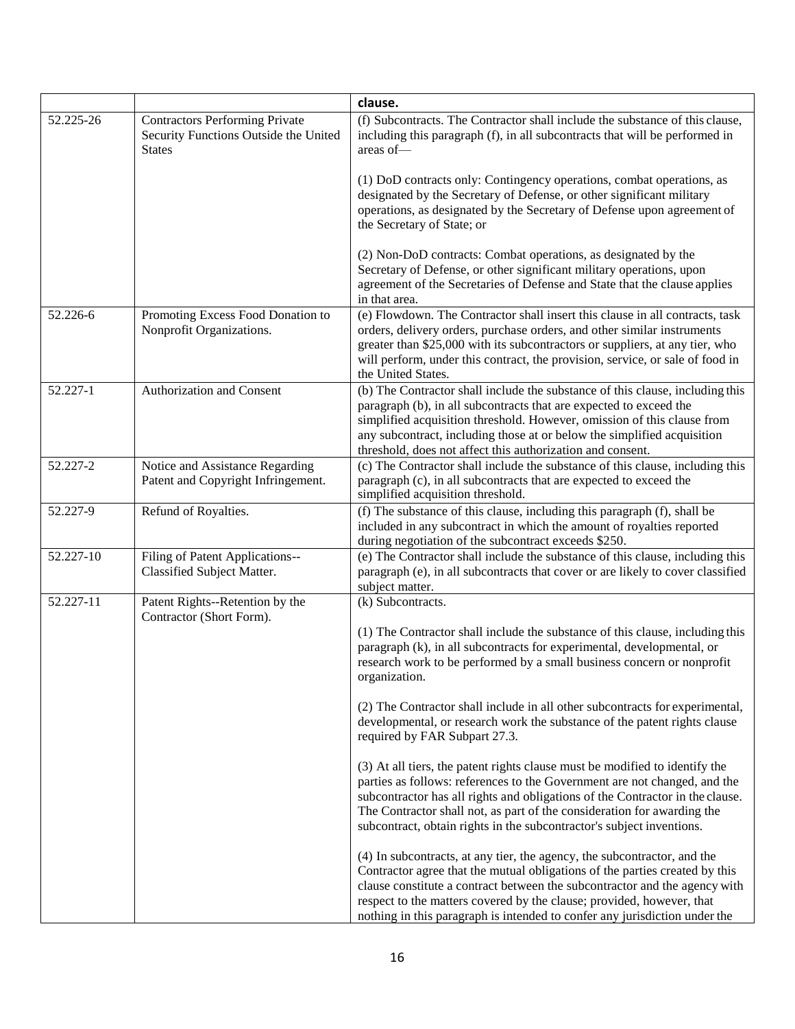| | | clause. |
|---|---|---|
| 52.225-26 | Contractors Performing Private Security Functions Outside the United States | (f) Subcontracts. The Contractor shall include the substance of this clause, including this paragraph (f), in all subcontracts that will be performed in areas of—<br><br>(1) DoD contracts only: Contingency operations, combat operations, as designated by the Secretary of Defense, or other significant military operations, as designated by the Secretary of Defense upon agreement of the Secretary of State; or<br><br>(2) Non-DoD contracts: Combat operations, as designated by the Secretary of Defense, or other significant military operations, upon agreement of the Secretaries of Defense and State that the clause applies in that area. |
| 52.226-6 | Promoting Excess Food Donation to Nonprofit Organizations. | (e) Flowdown. The Contractor shall insert this clause in all contracts, task orders, delivery orders, purchase orders, and other similar instruments greater than $25,000 with its subcontractors or suppliers, at any tier, who will perform, under this contract, the provision, service, or sale of food in the United States. |
| 52.227-1 | Authorization and Consent | (b) The Contractor shall include the substance of this clause, including this paragraph (b), in all subcontracts that are expected to exceed the simplified acquisition threshold. However, omission of this clause from any subcontract, including those at or below the simplified acquisition threshold, does not affect this authorization and consent. |
| 52.227-2 | Notice and Assistance Regarding Patent and Copyright Infringement. | (c) The Contractor shall include the substance of this clause, including this paragraph (c), in all subcontracts that are expected to exceed the simplified acquisition threshold. |
| 52.227-9 | Refund of Royalties. | (f) The substance of this clause, including this paragraph (f), shall be included in any subcontract in which the amount of royalties reported during negotiation of the subcontract exceeds $250. |
| 52.227-10 | Filing of Patent Applications--Classified Subject Matter. | (e) The Contractor shall include the substance of this clause, including this paragraph (e), in all subcontracts that cover or are likely to cover classified subject matter. |
| 52.227-11 | Patent Rights--Retention by the Contractor (Short Form). | (k) Subcontracts.<br><br>(1) The Contractor shall include the substance of this clause, including this paragraph (k), in all subcontracts for experimental, developmental, or research work to be performed by a small business concern or nonprofit organization.<br><br>(2) The Contractor shall include in all other subcontracts for experimental, developmental, or research work the substance of the patent rights clause required by FAR Subpart 27.3.<br><br>(3) At all tiers, the patent rights clause must be modified to identify the parties as follows: references to the Government are not changed, and the subcontractor has all rights and obligations of the Contractor in the clause. The Contractor shall not, as part of the consideration for awarding the subcontract, obtain rights in the subcontractor's subject inventions.<br><br>(4) In subcontracts, at any tier, the agency, the subcontractor, and the Contractor agree that the mutual obligations of the parties created by this clause constitute a contract between the subcontractor and the agency with respect to the matters covered by the clause; provided, however, that nothing in this paragraph is intended to confer any jurisdiction under the |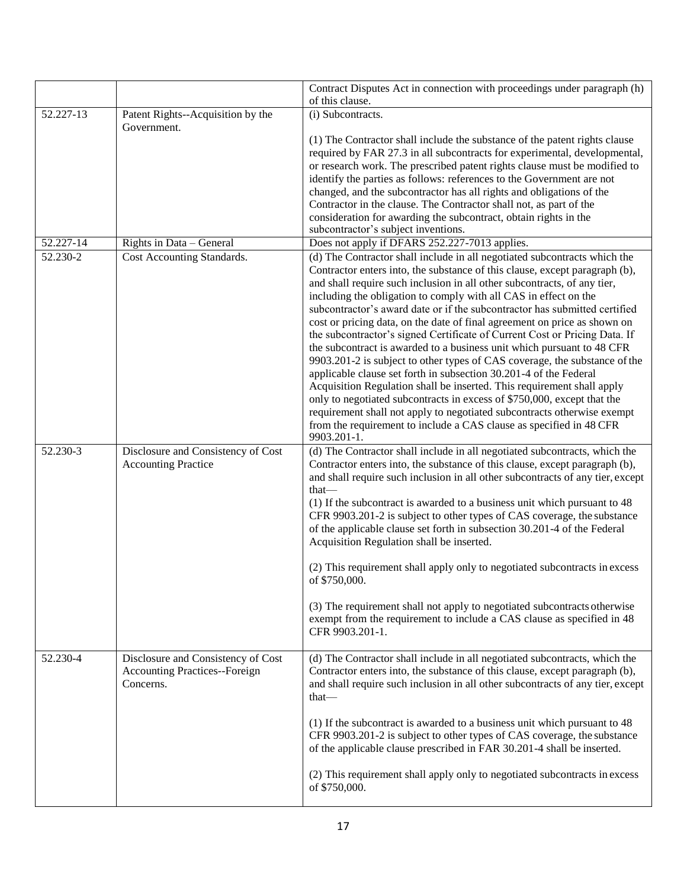| | | |
|---|---|---|
| | | Contract Disputes Act in connection with proceedings under paragraph (h) of this clause. |
| 52.227-13 | Patent Rights--Acquisition by the Government. | (i) Subcontracts.<br><br>(1) The Contractor shall include the substance of the patent rights clause required by FAR 27.3 in all subcontracts for experimental, developmental, or research work. The prescribed patent rights clause must be modified to identify the parties as follows: references to the Government are not changed, and the subcontractor has all rights and obligations of the Contractor in the clause. The Contractor shall not, as part of the consideration for awarding the subcontract, obtain rights in the subcontractor's subject inventions. |
| 52.227-14 | Rights in Data – General | Does not apply if DFARS 252.227-7013 applies. |
| 52.230-2 | Cost Accounting Standards. | (d) The Contractor shall include in all negotiated subcontracts which the Contractor enters into, the substance of this clause, except paragraph (b), and shall require such inclusion in all other subcontracts, of any tier, including the obligation to comply with all CAS in effect on the subcontractor's award date or if the subcontractor has submitted certified cost or pricing data, on the date of final agreement on price as shown on the subcontractor's signed Certificate of Current Cost or Pricing Data. If the subcontract is awarded to a business unit which pursuant to 48 CFR 9903.201-2 is subject to other types of CAS coverage, the substance of the applicable clause set forth in subsection 30.201-4 of the Federal Acquisition Regulation shall be inserted. This requirement shall apply only to negotiated subcontracts in excess of $750,000, except that the requirement shall not apply to negotiated subcontracts otherwise exempt from the requirement to include a CAS clause as specified in 48 CFR 9903.201-1. |
| 52.230-3 | Disclosure and Consistency of Cost Accounting Practice | (d) The Contractor shall include in all negotiated subcontracts, which the Contractor enters into, the substance of this clause, except paragraph (b), and shall require such inclusion in all other subcontracts of any tier, except that—<br>(1) If the subcontract is awarded to a business unit which pursuant to 48 CFR 9903.201-2 is subject to other types of CAS coverage, the substance of the applicable clause set forth in subsection 30.201-4 of the Federal Acquisition Regulation shall be inserted.<br><br>(2) This requirement shall apply only to negotiated subcontracts in excess of $750,000.<br><br>(3) The requirement shall not apply to negotiated subcontracts otherwise exempt from the requirement to include a CAS clause as specified in 48 CFR 9903.201-1. |
| 52.230-4 | Disclosure and Consistency of Cost Accounting Practices--Foreign Concerns. | (d) The Contractor shall include in all negotiated subcontracts, which the Contractor enters into, the substance of this clause, except paragraph (b), and shall require such inclusion in all other subcontracts of any tier, except that—<br><br>(1) If the subcontract is awarded to a business unit which pursuant to 48 CFR 9903.201-2 is subject to other types of CAS coverage, the substance of the applicable clause prescribed in FAR 30.201-4 shall be inserted.<br><br>(2) This requirement shall apply only to negotiated subcontracts in excess of $750,000. |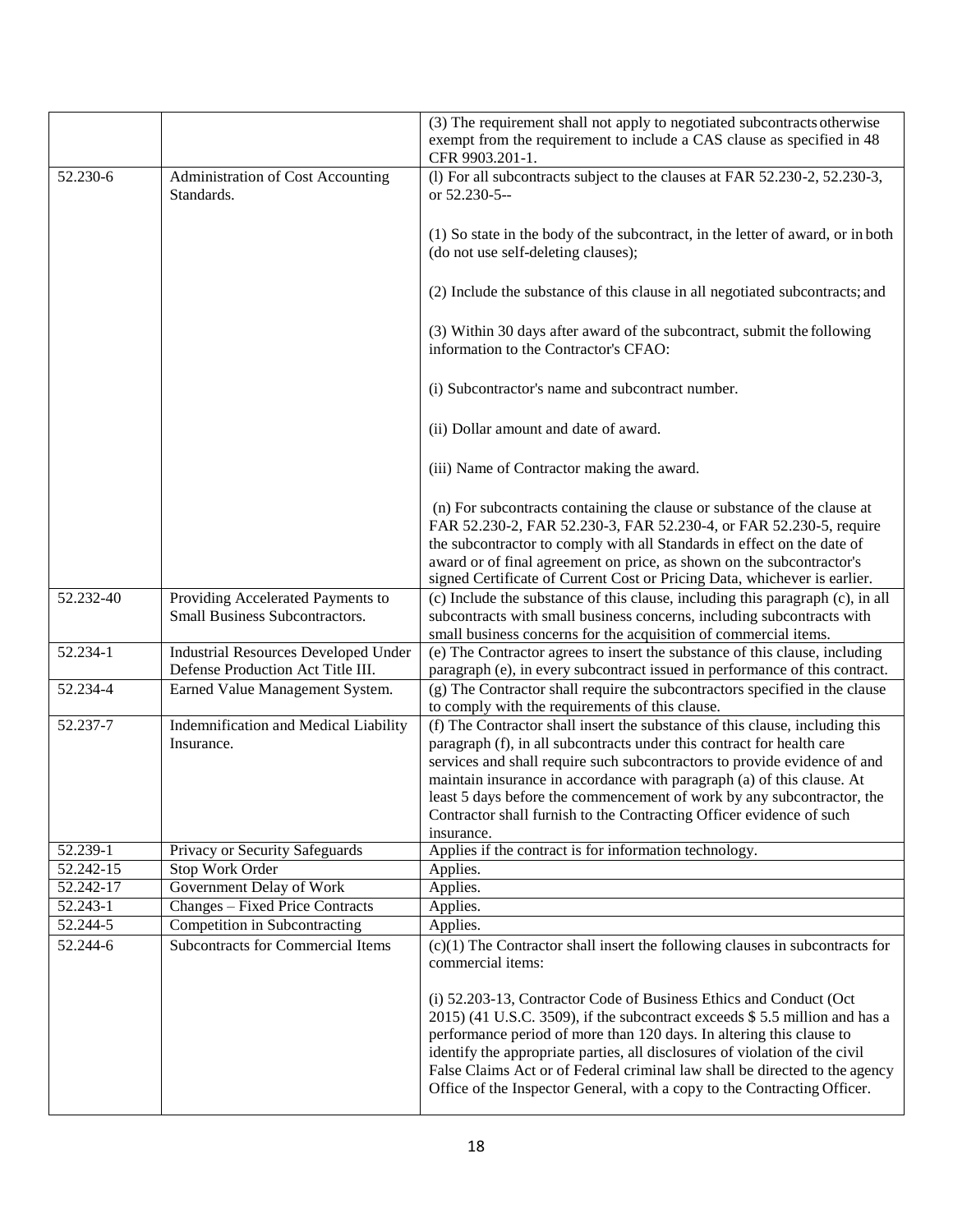| | | |
|---|---|---|
| | | (3) The requirement shall not apply to negotiated subcontracts otherwise exempt from the requirement to include a CAS clause as specified in 48 CFR 9903.201-1. |
| 52.230-6 | Administration of Cost Accounting Standards. | (l) For all subcontracts subject to the clauses at FAR 52.230-2, 52.230-3, or 52.230-5--<br><br>(1) So state in the body of the subcontract, in the letter of award, or in both (do not use self-deleting clauses);<br><br>(2) Include the substance of this clause in all negotiated subcontracts; and<br><br>(3) Within 30 days after award of the subcontract, submit the following information to the Contractor's CFAO:<br><br>(i) Subcontractor's name and subcontract number.<br><br>(ii) Dollar amount and date of award.<br><br>(iii) Name of Contractor making the award.<br><br>(n) For subcontracts containing the clause or substance of the clause at FAR 52.230-2, FAR 52.230-3, FAR 52.230-4, or FAR 52.230-5, require the subcontractor to comply with all Standards in effect on the date of award or of final agreement on price, as shown on the subcontractor's signed Certificate of Current Cost or Pricing Data, whichever is earlier. |
| 52.232-40 | Providing Accelerated Payments to Small Business Subcontractors. | (c) Include the substance of this clause, including this paragraph (c), in all subcontracts with small business concerns, including subcontracts with small business concerns for the acquisition of commercial items. |
| 52.234-1 | Industrial Resources Developed Under Defense Production Act Title III. | (e) The Contractor agrees to insert the substance of this clause, including paragraph (e), in every subcontract issued in performance of this contract. |
| 52.234-4 | Earned Value Management System. | (g) The Contractor shall require the subcontractors specified in the clause to comply with the requirements of this clause. |
| 52.237-7 | Indemnification and Medical Liability Insurance. | (f) The Contractor shall insert the substance of this clause, including this paragraph (f), in all subcontracts under this contract for health care services and shall require such subcontractors to provide evidence of and maintain insurance in accordance with paragraph (a) of this clause. At least 5 days before the commencement of work by any subcontractor, the Contractor shall furnish to the Contracting Officer evidence of such insurance. |
| 52.239-1 | Privacy or Security Safeguards | Applies if the contract is for information technology. |
| 52.242-15 | Stop Work Order | Applies. |
| 52.242-17 | Government Delay of Work | Applies. |
| 52.243-1 | Changes – Fixed Price Contracts | Applies. |
| 52.244-5 | Competition in Subcontracting | Applies. |
| 52.244-6 | Subcontracts for Commercial Items | (c)(1) The Contractor shall insert the following clauses in subcontracts for commercial items:<br><br>(i) 52.203-13, Contractor Code of Business Ethics and Conduct (Oct 2015) (41 U.S.C. 3509), if the subcontract exceeds $ 5.5 million and has a performance period of more than 120 days. In altering this clause to identify the appropriate parties, all disclosures of violation of the civil False Claims Act or of Federal criminal law shall be directed to the agency Office of the Inspector General, with a copy to the Contracting Officer. |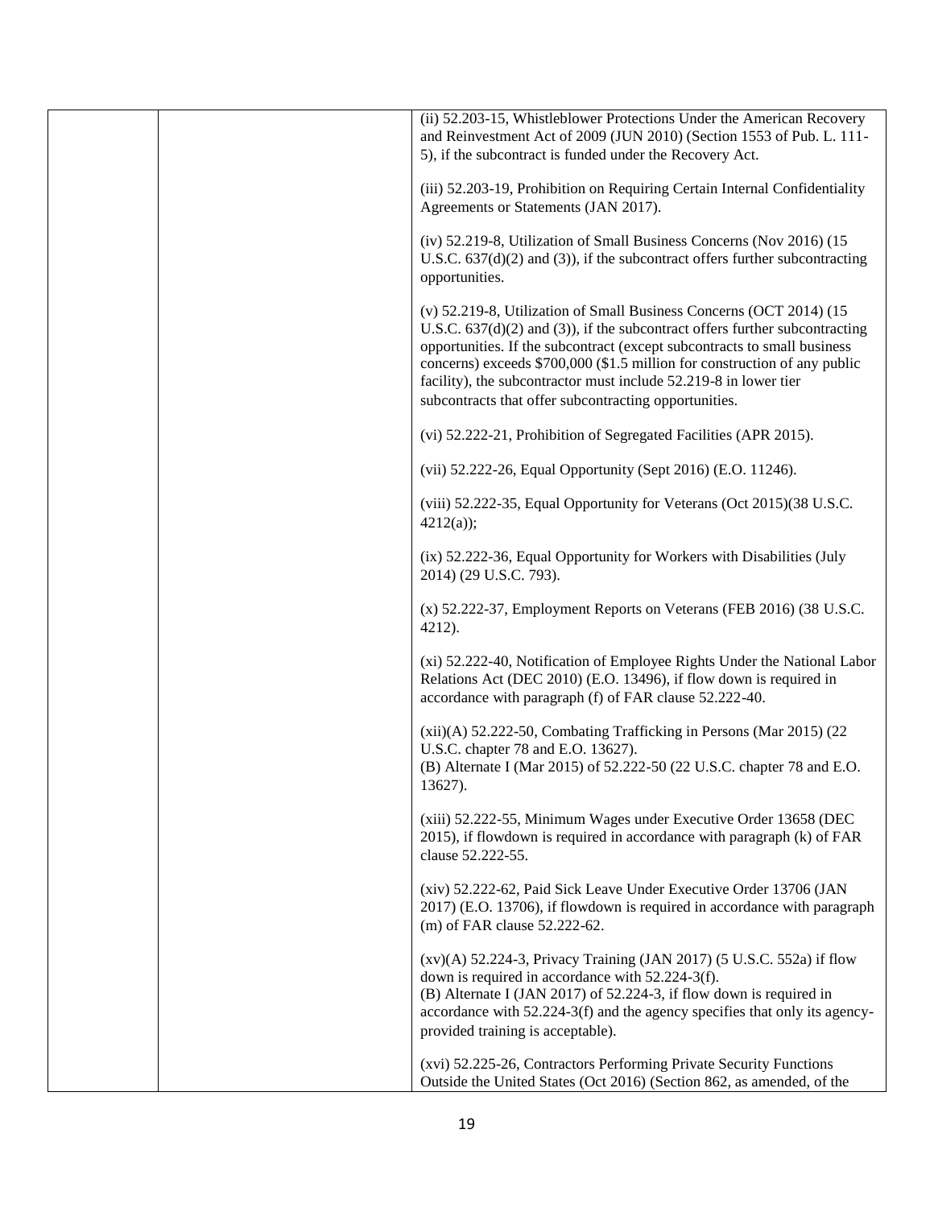| | | (ii) 52.203-15, Whistleblower Protections Under the American Recovery and Reinvestment Act of 2009 (JUN 2010) (Section 1553 of Pub. L. 111-5), if the subcontract is funded under the Recovery Act.<br><br>(iii) 52.203-19, Prohibition on Requiring Certain Internal Confidentiality Agreements or Statements (JAN 2017).<br><br>(iv) 52.219-8, Utilization of Small Business Concerns (Nov 2016) (15 U.S.C. 637(d)(2) and (3)), if the subcontract offers further subcontracting opportunities.<br><br>(v) 52.219-8, Utilization of Small Business Concerns (OCT 2014) (15 U.S.C. 637(d)(2) and (3)), if the subcontract offers further subcontracting opportunities. If the subcontract (except subcontracts to small business concerns) exceeds $700,000 ($1.5 million for construction of any public facility), the subcontractor must include 52.219-8 in lower tier subcontracts that offer subcontracting opportunities.<br><br>(vi) 52.222-21, Prohibition of Segregated Facilities (APR 2015).<br><br>(vii) 52.222-26, Equal Opportunity (Sept 2016) (E.O. 11246).<br><br>(viii) 52.222-35, Equal Opportunity for Veterans (Oct 2015)(38 U.S.C. 4212(a));<br><br>(ix) 52.222-36, Equal Opportunity for Workers with Disabilities (July 2014) (29 U.S.C. 793).<br><br>(x) 52.222-37, Employment Reports on Veterans (FEB 2016) (38 U.S.C. 4212).<br><br>(xi) 52.222-40, Notification of Employee Rights Under the National Labor Relations Act (DEC 2010) (E.O. 13496), if flow down is required in accordance with paragraph (f) of FAR clause 52.222-40.<br><br>(xii)(A) 52.222-50, Combating Trafficking in Persons (Mar 2015) (22 U.S.C. chapter 78 and E.O. 13627).<br>(B) Alternate I (Mar 2015) of 52.222-50 (22 U.S.C. chapter 78 and E.O. 13627).<br><br>(xiii) 52.222-55, Minimum Wages under Executive Order 13658 (DEC 2015), if flowdown is required in accordance with paragraph (k) of FAR clause 52.222-55.<br><br>(xiv) 52.222-62, Paid Sick Leave Under Executive Order 13706 (JAN 2017) (E.O. 13706), if flowdown is required in accordance with paragraph (m) of FAR clause 52.222-62.<br><br>(xv)(A) 52.224-3, Privacy Training (JAN 2017) (5 U.S.C. 552a) if flow down is required in accordance with 52.224-3(f).<br>(B) Alternate I (JAN 2017) of 52.224-3, if flow down is required in accordance with 52.224-3(f) and the agency specifies that only its agency-provided training is acceptable).<br><br>(xvi) 52.225-26, Contractors Performing Private Security Functions Outside the United States (Oct 2016) (Section 862, as amended, of the |
|---|---|---|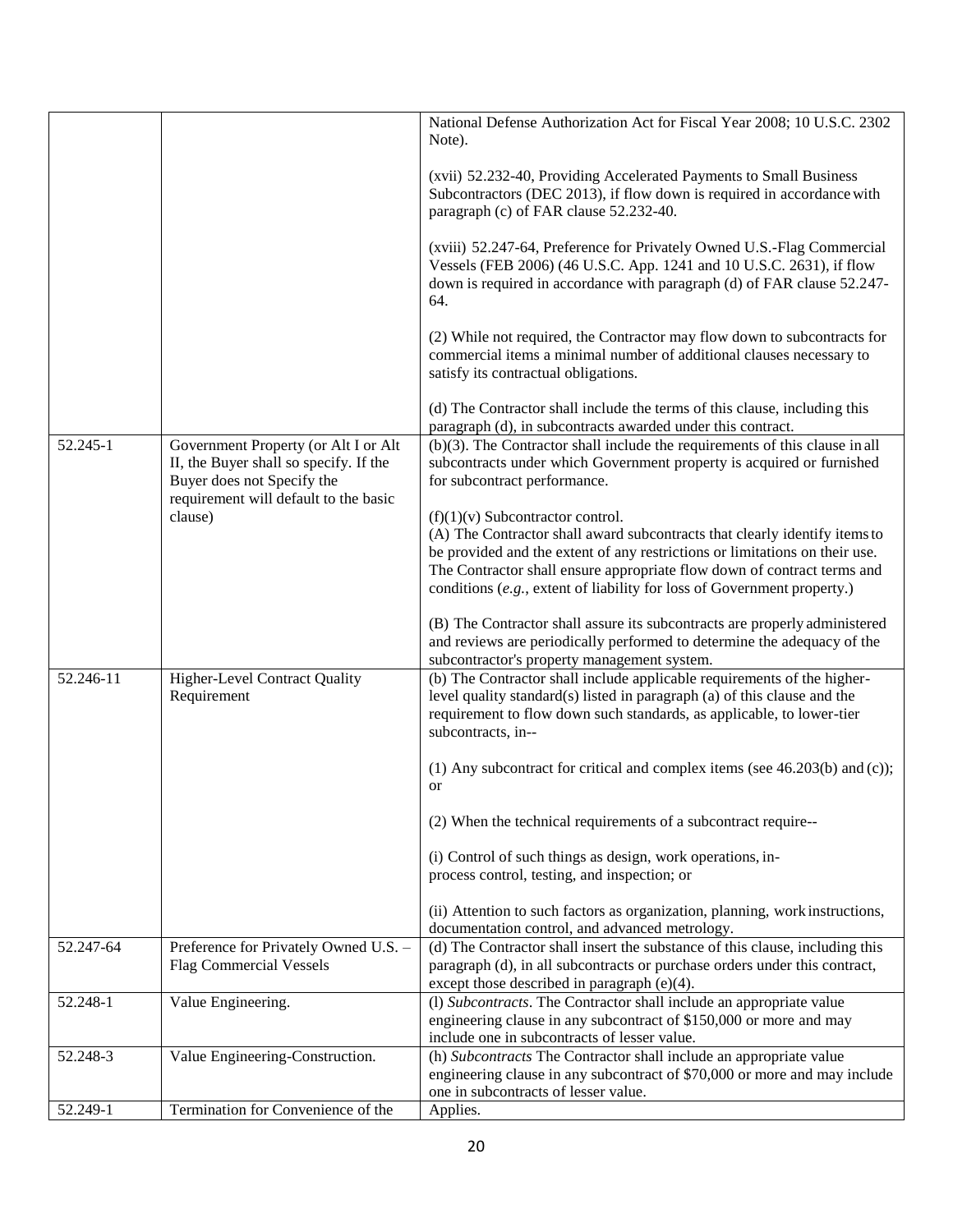| | | |
|---|---|---|
| | | National Defense Authorization Act for Fiscal Year 2008; 10 U.S.C. 2302 Note).<br><br>(xvii) 52.232-40, Providing Accelerated Payments to Small Business Subcontractors (DEC 2013), if flow down is required in accordance with paragraph (c) of FAR clause 52.232-40.<br><br>(xviii) 52.247-64, Preference for Privately Owned U.S.-Flag Commercial Vessels (FEB 2006) (46 U.S.C. App. 1241 and 10 U.S.C. 2631), if flow down is required in accordance with paragraph (d) of FAR clause 52.247-64.<br><br>(2) While not required, the Contractor may flow down to subcontracts for commercial items a minimal number of additional clauses necessary to satisfy its contractual obligations.<br><br>(d) The Contractor shall include the terms of this clause, including this paragraph (d), in subcontracts awarded under this contract. |
| 52.245-1 | Government Property (or Alt I or Alt II, the Buyer shall so specify. If the Buyer does not Specify the requirement will default to the basic clause) | (b)(3). The Contractor shall include the requirements of this clause in all subcontracts under which Government property is acquired or furnished for subcontract performance.<br><br>(f)(1)(v) Subcontractor control.<br>(A) The Contractor shall award subcontracts that clearly identify items to be provided and the extent of any restrictions or limitations on their use. The Contractor shall ensure appropriate flow down of contract terms and conditions (*e.g.*, extent of liability for loss of Government property.)<br><br>(B) The Contractor shall assure its subcontracts are properly administered and reviews are periodically performed to determine the adequacy of the subcontractor's property management system. |
| 52.246-11 | Higher-Level Contract Quality Requirement | (b) The Contractor shall include applicable requirements of the higher-level quality standard(s) listed in paragraph (a) of this clause and the requirement to flow down such standards, as applicable, to lower-tier subcontracts, in--<br><br>(1) Any subcontract for critical and complex items (see 46.203(b) and (c)); or<br><br>(2) When the technical requirements of a subcontract require--<br><br>(i) Control of such things as design, work operations, in-process control, testing, and inspection; or<br><br>(ii) Attention to such factors as organization, planning, work instructions, documentation control, and advanced metrology. |
| 52.247-64 | Preference for Privately Owned U.S. – Flag Commercial Vessels | (d) The Contractor shall insert the substance of this clause, including this paragraph (d), in all subcontracts or purchase orders under this contract, except those described in paragraph (e)(4). |
| 52.248-1 | Value Engineering. | (l) *Subcontracts*. The Contractor shall include an appropriate value engineering clause in any subcontract of $150,000 or more and may include one in subcontracts of lesser value. |
| 52.248-3 | Value Engineering-Construction. | (h) *Subcontracts* The Contractor shall include an appropriate value engineering clause in any subcontract of $70,000 or more and may include one in subcontracts of lesser value. |
| 52.249-1 | Termination for Convenience of the | Applies. |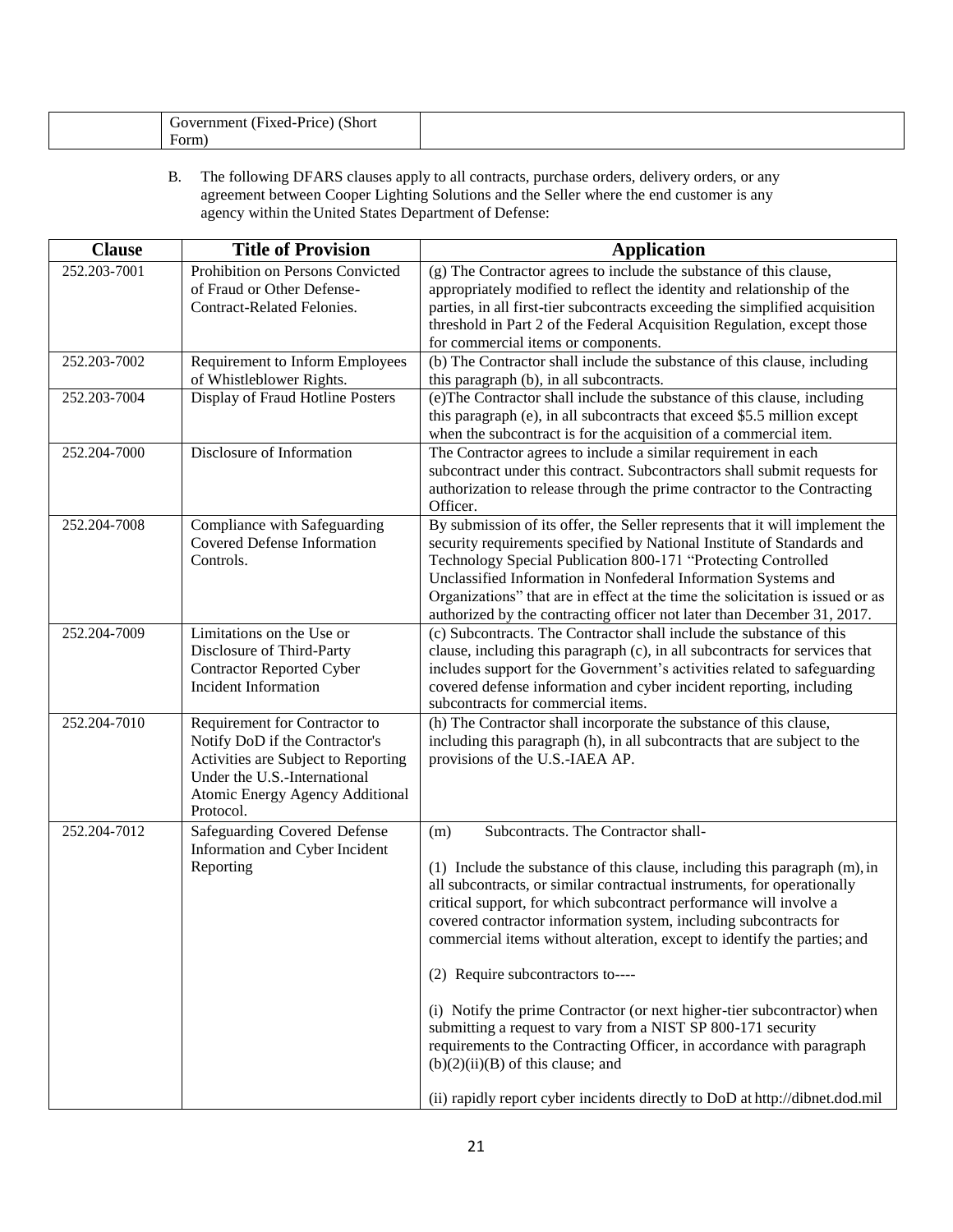|  | Government (Fixed-Price) (Short Form) |  |
|---|---|---|

B. The following DFARS clauses apply to all contracts, purchase orders, delivery orders, or any agreement between Cooper Lighting Solutions and the Seller where the end customer is any agency within the United States Department of Defense:

| Clause | Title of Provision | Application |
|---|---|---|
| 252.203-7001 | Prohibition on Persons Convicted of Fraud or Other Defense-Contract-Related Felonies. | (g) The Contractor agrees to include the substance of this clause, appropriately modified to reflect the identity and relationship of the parties, in all first-tier subcontracts exceeding the simplified acquisition threshold in Part 2 of the Federal Acquisition Regulation, except those for commercial items or components. |
| 252.203-7002 | Requirement to Inform Employees of Whistleblower Rights. | (b) The Contractor shall include the substance of this clause, including this paragraph (b), in all subcontracts. |
| 252.203-7004 | Display of Fraud Hotline Posters | (e)The Contractor shall include the substance of this clause, including this paragraph (e), in all subcontracts that exceed $5.5 million except when the subcontract is for the acquisition of a commercial item. |
| 252.204-7000 | Disclosure of Information | The Contractor agrees to include a similar requirement in each subcontract under this contract. Subcontractors shall submit requests for authorization to release through the prime contractor to the Contracting Officer. |
| 252.204-7008 | Compliance with Safeguarding Covered Defense Information Controls. | By submission of its offer, the Seller represents that it will implement the security requirements specified by National Institute of Standards and Technology Special Publication 800-171 "Protecting Controlled Unclassified Information in Nonfederal Information Systems and Organizations" that are in effect at the time the solicitation is issued or as authorized by the contracting officer not later than December 31, 2017. |
| 252.204-7009 | Limitations on the Use or Disclosure of Third-Party Contractor Reported Cyber Incident Information | (c) Subcontracts. The Contractor shall include the substance of this clause, including this paragraph (c), in all subcontracts for services that includes support for the Government's activities related to safeguarding covered defense information and cyber incident reporting, including subcontracts for commercial items. |
| 252.204-7010 | Requirement for Contractor to Notify DoD if the Contractor's Activities are Subject to Reporting Under the U.S.-International Atomic Energy Agency Additional Protocol. | (h) The Contractor shall incorporate the substance of this clause, including this paragraph (h), in all subcontracts that are subject to the provisions of the U.S.-IAEA AP. |
| 252.204-7012 | Safeguarding Covered Defense Information and Cyber Incident Reporting | (m) Subcontracts. The Contractor shall-<br><br>(1) Include the substance of this clause, including this paragraph (m), in all subcontracts, or similar contractual instruments, for operationally critical support, for which subcontract performance will involve a covered contractor information system, including subcontracts for commercial items without alteration, except to identify the parties; and<br><br>(2) Require subcontractors to----<br><br>(i) Notify the prime Contractor (or next higher-tier subcontractor) when submitting a request to vary from a NIST SP 800-171 security requirements to the Contracting Officer, in accordance with paragraph (b)(2)(ii)(B) of this clause; and<br><br>(ii) rapidly report cyber incidents directly to DoD at http://dibnet.dod.mil |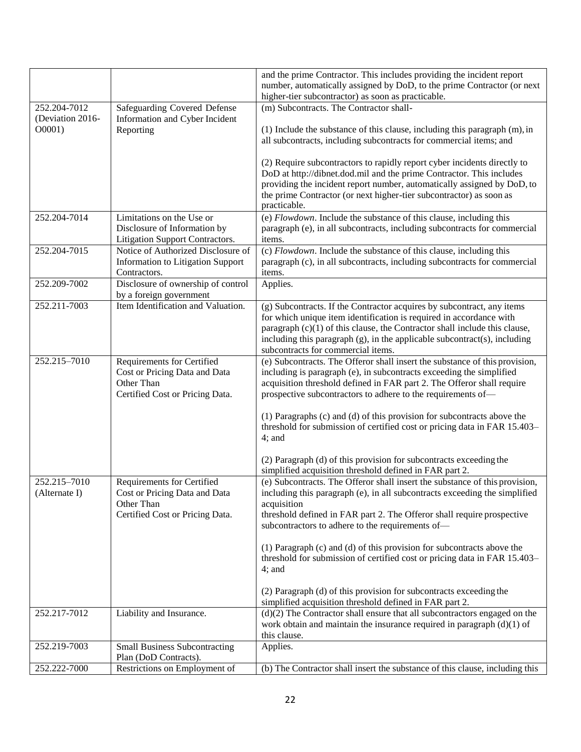| | | |
|---|---|---|
| | | and the prime Contractor. This includes providing the incident report number, automatically assigned by DoD, to the prime Contractor (or next higher-tier subcontractor) as soon as practicable. |
| 252.204-7012 (Deviation 2016-O0001) | Safeguarding Covered Defense Information and Cyber Incident Reporting | (m) Subcontracts. The Contractor shall-<br><br>(1) Include the substance of this clause, including this paragraph (m), in all subcontracts, including subcontracts for commercial items; and<br><br>(2) Require subcontractors to rapidly report cyber incidents directly to DoD at http://dibnet.dod.mil and the prime Contractor. This includes providing the incident report number, automatically assigned by DoD, to the prime Contractor (or next higher-tier subcontractor) as soon as practicable. |
| 252.204-7014 | Limitations on the Use or Disclosure of Information by Litigation Support Contractors. | (e) *Flowdown*. Include the substance of this clause, including this paragraph (e), in all subcontracts, including subcontracts for commercial items. |
| 252.204-7015 | Notice of Authorized Disclosure of Information to Litigation Support Contractors. | (c) *Flowdown*. Include the substance of this clause, including this paragraph (c), in all subcontracts, including subcontracts for commercial items. |
| 252.209-7002 | Disclosure of ownership of control by a foreign government | Applies. |
| 252.211-7003 | Item Identification and Valuation. | (g) Subcontracts. If the Contractor acquires by subcontract, any items for which unique item identification is required in accordance with paragraph (c)(1) of this clause, the Contractor shall include this clause, including this paragraph (g), in the applicable subcontract(s), including subcontracts for commercial items. |
| 252.215–7010 | Requirements for Certified Cost or Pricing Data and Data Other Than Certified Cost or Pricing Data. | (e) Subcontracts. The Offeror shall insert the substance of this provision, including is paragraph (e), in subcontracts exceeding the simplified acquisition threshold defined in FAR part 2. The Offeror shall require prospective subcontractors to adhere to the requirements of—<br><br>(1) Paragraphs (c) and (d) of this provision for subcontracts above the threshold for submission of certified cost or pricing data in FAR 15.403–4; and<br><br>(2) Paragraph (d) of this provision for subcontracts exceeding the simplified acquisition threshold defined in FAR part 2. |
| 252.215–7010 (Alternate I) | Requirements for Certified Cost or Pricing Data and Data Other Than Certified Cost or Pricing Data. | (e) Subcontracts. The Offeror shall insert the substance of this provision, including this paragraph (e), in all subcontracts exceeding the simplified acquisition threshold defined in FAR part 2. The Offeror shall require prospective subcontractors to adhere to the requirements of—<br><br>(1) Paragraph (c) and (d) of this provision for subcontracts above the threshold for submission of certified cost or pricing data in FAR 15.403–4; and<br><br>(2) Paragraph (d) of this provision for subcontracts exceeding the simplified acquisition threshold defined in FAR part 2. |
| 252.217-7012 | Liability and Insurance. | (d)(2) The Contractor shall ensure that all subcontractors engaged on the work obtain and maintain the insurance required in paragraph (d)(1) of this clause. |
| 252.219-7003 | Small Business Subcontracting Plan (DoD Contracts). | Applies. |
| 252.222-7000 | Restrictions on Employment of | (b) The Contractor shall insert the substance of this clause, including this |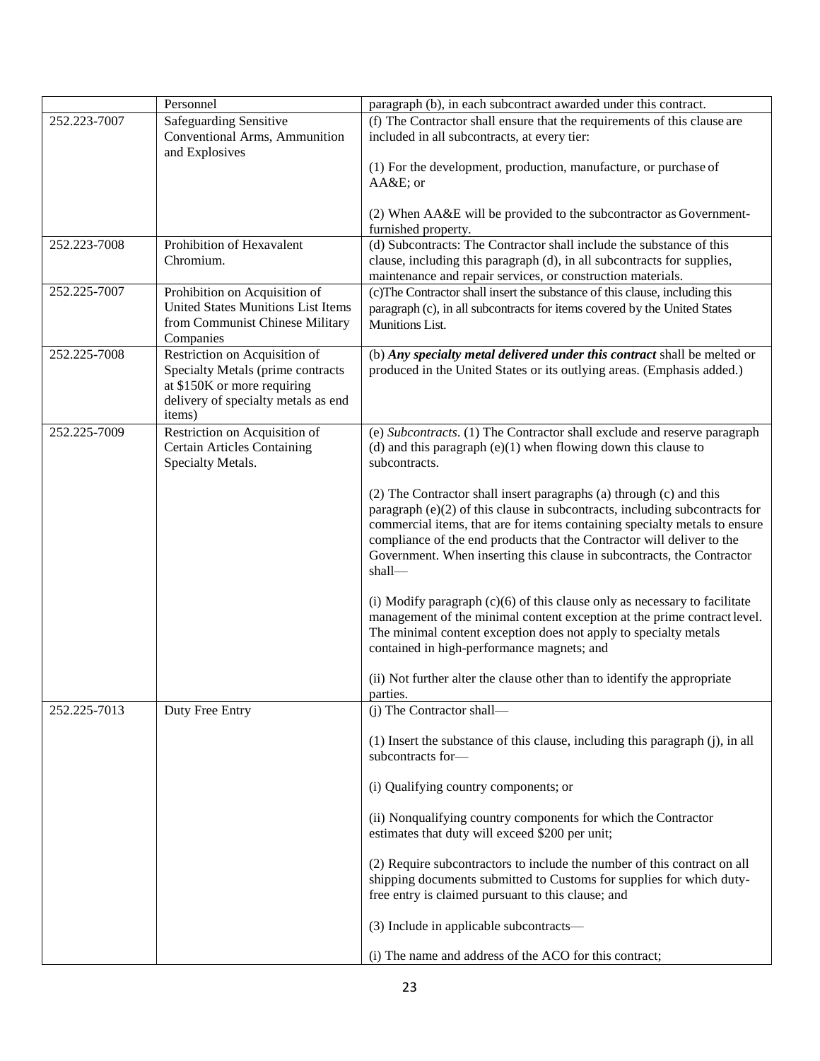| | | |
|---|---|---|
| | Personnel | paragraph (b), in each subcontract awarded under this contract. |
| 252.223-7007 | Safeguarding Sensitive Conventional Arms, Ammunition and Explosives | (f) The Contractor shall ensure that the requirements of this clause are included in all subcontracts, at every tier:<br><br>(1) For the development, production, manufacture, or purchase of AA&E; or<br><br>(2) When AA&E will be provided to the subcontractor as Government-furnished property. |
| 252.223-7008 | Prohibition of Hexavalent Chromium. | (d) Subcontracts: The Contractor shall include the substance of this clause, including this paragraph (d), in all subcontracts for supplies, maintenance and repair services, or construction materials. |
| 252.225-7007 | Prohibition on Acquisition of United States Munitions List Items from Communist Chinese Military Companies | (c)The Contractor shall insert the substance of this clause, including this paragraph (c), in all subcontracts for items covered by the United States Munitions List. |
| 252.225-7008 | Restriction on Acquisition of Specialty Metals (prime contracts at $150K or more requiring delivery of specialty metals as end items) | (b) ***Any specialty metal delivered under this contract*** shall be melted or produced in the United States or its outlying areas. (Emphasis added.) |
| 252.225-7009 | Restriction on Acquisition of Certain Articles Containing Specialty Metals. | (e) *Subcontracts*. (1) The Contractor shall exclude and reserve paragraph (d) and this paragraph (e)(1) when flowing down this clause to subcontracts.<br><br>(2) The Contractor shall insert paragraphs (a) through (c) and this paragraph (e)(2) of this clause in subcontracts, including subcontracts for commercial items, that are for items containing specialty metals to ensure compliance of the end products that the Contractor will deliver to the Government. When inserting this clause in subcontracts, the Contractor shall—<br><br>(i) Modify paragraph (c)(6) of this clause only as necessary to facilitate management of the minimal content exception at the prime contract level. The minimal content exception does not apply to specialty metals contained in high-performance magnets; and<br><br>(ii) Not further alter the clause other than to identify the appropriate parties. |
| 252.225-7013 | Duty Free Entry | (j) The Contractor shall—<br><br>(1) Insert the substance of this clause, including this paragraph (j), in all subcontracts for—<br><br>(i) Qualifying country components; or<br><br>(ii) Nonqualifying country components for which the Contractor estimates that duty will exceed $200 per unit;<br><br>(2) Require subcontractors to include the number of this contract on all shipping documents submitted to Customs for supplies for which duty-free entry is claimed pursuant to this clause; and<br><br>(3) Include in applicable subcontracts—<br><br>(i) The name and address of the ACO for this contract; |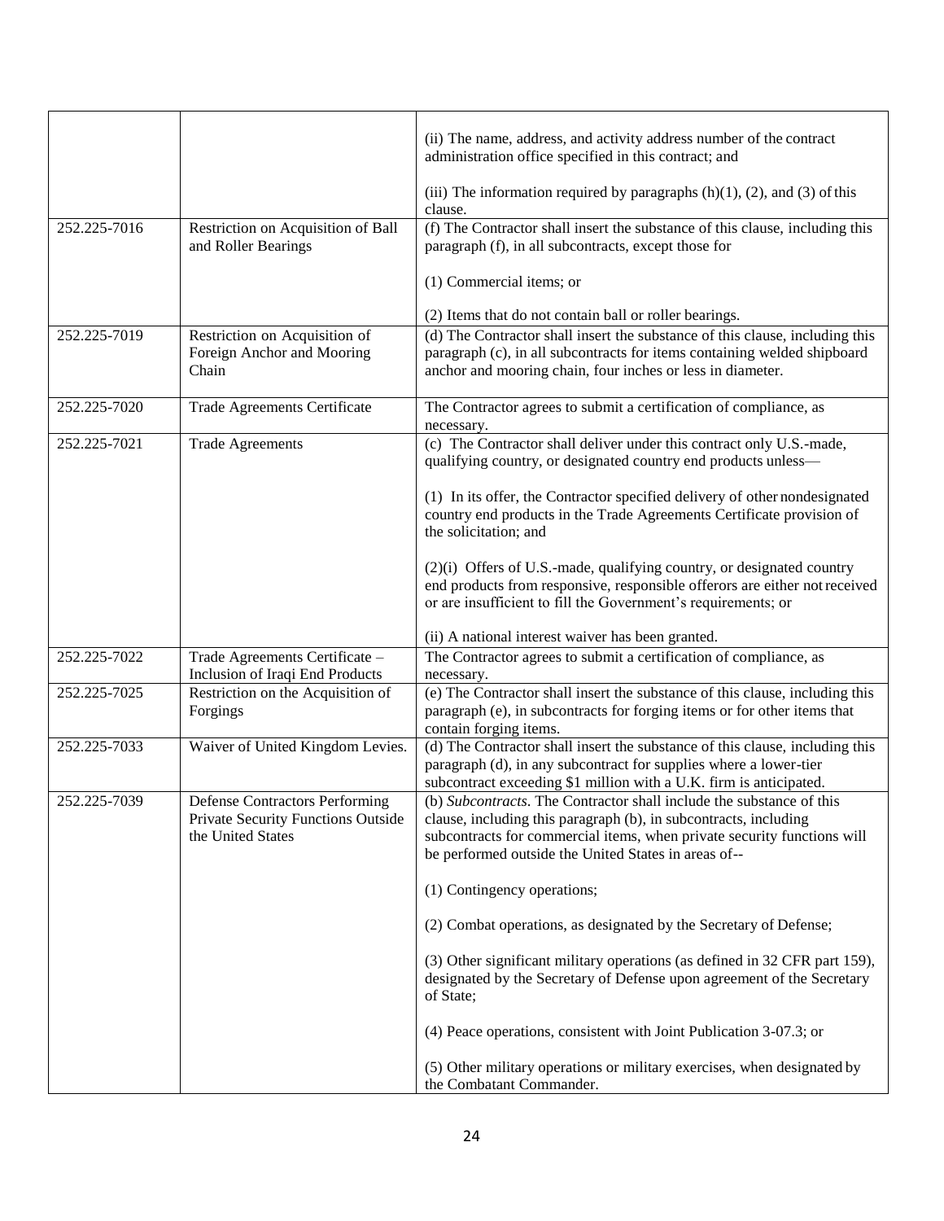| | | |
|---|---|---|
| | | (ii) The name, address, and activity address number of the contract administration office specified in this contract; and<br><br>(iii) The information required by paragraphs (h)(1), (2), and (3) of this clause. |
| 252.225-7016 | Restriction on Acquisition of Ball and Roller Bearings | (f) The Contractor shall insert the substance of this clause, including this paragraph (f), in all subcontracts, except those for<br><br>(1) Commercial items; or<br><br>(2) Items that do not contain ball or roller bearings. |
| 252.225-7019 | Restriction on Acquisition of Foreign Anchor and Mooring Chain | (d) The Contractor shall insert the substance of this clause, including this paragraph (c), in all subcontracts for items containing welded shipboard anchor and mooring chain, four inches or less in diameter. |
| 252.225-7020 | Trade Agreements Certificate | The Contractor agrees to submit a certification of compliance, as necessary. |
| 252.225-7021 | Trade Agreements | (c) The Contractor shall deliver under this contract only U.S.-made, qualifying country, or designated country end products unless—<br><br>(1) In its offer, the Contractor specified delivery of other nondesignated country end products in the Trade Agreements Certificate provision of the solicitation; and<br><br>(2)(i) Offers of U.S.-made, qualifying country, or designated country end products from responsive, responsible offerors are either not received or are insufficient to fill the Government's requirements; or<br><br>(ii) A national interest waiver has been granted. |
| 252.225-7022 | Trade Agreements Certificate – Inclusion of Iraqi End Products | The Contractor agrees to submit a certification of compliance, as necessary. |
| 252.225-7025 | Restriction on the Acquisition of Forgings | (e) The Contractor shall insert the substance of this clause, including this paragraph (e), in subcontracts for forging items or for other items that contain forging items. |
| 252.225-7033 | Waiver of United Kingdom Levies. | (d) The Contractor shall insert the substance of this clause, including this paragraph (d), in any subcontract for supplies where a lower-tier subcontract exceeding $1 million with a U.K. firm is anticipated. |
| 252.225-7039 | Defense Contractors Performing Private Security Functions Outside the United States | (b) *Subcontracts*. The Contractor shall include the substance of this clause, including this paragraph (b), in subcontracts, including subcontracts for commercial items, when private security functions will be performed outside the United States in areas of--<br><br>(1) Contingency operations;<br><br>(2) Combat operations, as designated by the Secretary of Defense;<br><br>(3) Other significant military operations (as defined in 32 CFR part 159), designated by the Secretary of Defense upon agreement of the Secretary of State;<br><br>(4) Peace operations, consistent with Joint Publication 3-07.3; or<br><br>(5) Other military operations or military exercises, when designated by the Combatant Commander. |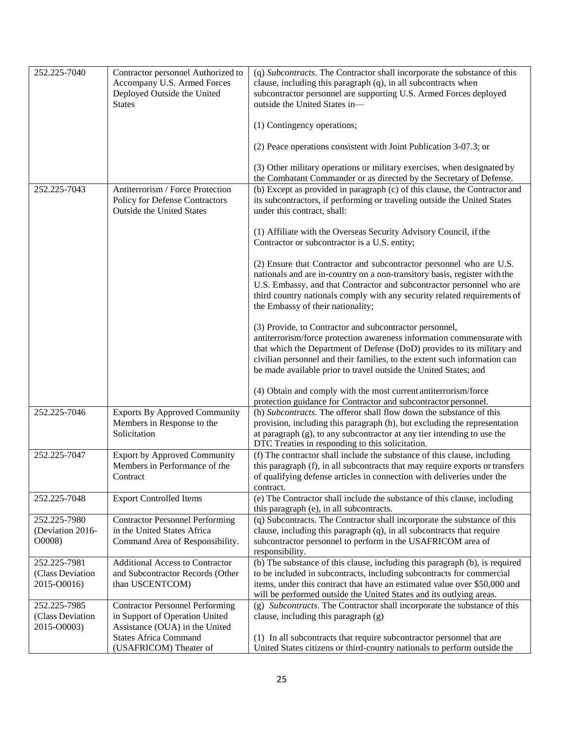| | | |
|---|---|---|
| 252.225-7040 | Contractor personnel Authorized to Accompany U.S. Armed Forces Deployed Outside the United States | (q) *Subcontracts*. The Contractor shall incorporate the substance of this clause, including this paragraph (q), in all subcontracts when subcontractor personnel are supporting U.S. Armed Forces deployed outside the United States in—<br><br>(1) Contingency operations;<br><br>(2) Peace operations consistent with Joint Publication 3-07.3; or<br><br>(3) Other military operations or military exercises, when designated by the Combatant Commander or as directed by the Secretary of Defense. |
| 252.225-7043 | Antiterrorism / Force Protection Policy for Defense Contractors Outside the United States | (b) Except as provided in paragraph (c) of this clause, the Contractor and its subcontractors, if performing or traveling outside the United States under this contract, shall:<br><br>(1) Affiliate with the Overseas Security Advisory Council, if the Contractor or subcontractor is a U.S. entity;<br><br>(2) Ensure that Contractor and subcontractor personnel who are U.S. nationals and are in-country on a non-transitory basis, register with the U.S. Embassy, and that Contractor and subcontractor personnel who are third country nationals comply with any security related requirements of the Embassy of their nationality;<br><br>(3) Provide, to Contractor and subcontractor personnel, antiterrorism/force protection awareness information commensurate with that which the Department of Defense (DoD) provides to its military and civilian personnel and their families, to the extent such information can be made available prior to travel outside the United States; and<br><br>(4) Obtain and comply with the most current antiterrorism/force protection guidance for Contractor and subcontractor personnel. |
| 252.225-7046 | Exports By Approved Community Members in Response to the Solicitation | (h) *Subcontracts*. The offeror shall flow down the substance of this provision, including this paragraph (h), but excluding the representation at paragraph (g), to any subcontractor at any tier intending to use the DTC Treaties in responding to this solicitation. |
| 252.225-7047 | Export by Approved Community Members in Performance of the Contract | (f) The contractor shall include the substance of this clause, including this paragraph (f), in all subcontracts that may require exports or transfers of qualifying defense articles in connection with deliveries under the contract. |
| 252.225-7048 | Export Controlled Items | (e) The Contractor shall include the substance of this clause, including this paragraph (e), in all subcontracts. |
| 252.225-7980 (Deviation 2016-O0008) | Contractor Personnel Performing in the United States Africa Command Area of Responsibility. | (q) Subcontracts. The Contractor shall incorporate the substance of this clause, including this paragraph (q), in all subcontracts that require subcontractor personnel to perform in the USAFRICOM area of responsibility. |
| 252.225-7981 (Class Deviation 2015-O0016) | Additional Access to Contractor and Subcontractor Records (Other than USCENTCOM) | (b) The substance of this clause, including this paragraph (b), is required to be included in subcontracts, including subcontracts for commercial items, under this contract that have an estimated value over $50,000 and will be performed outside the United States and its outlying areas. |
| 252.225-7985 (Class Deviation 2015-O0003) | Contractor Personnel Performing in Support of Operation United Assistance (OUA) in the United States Africa Command (USAFRICOM) Theater of | (g) *Subcontracts*. The Contractor shall incorporate the substance of this clause, including this paragraph (g)<br><br>(1) In all subcontracts that require subcontractor personnel that are United States citizens or third-country nationals to perform outside the |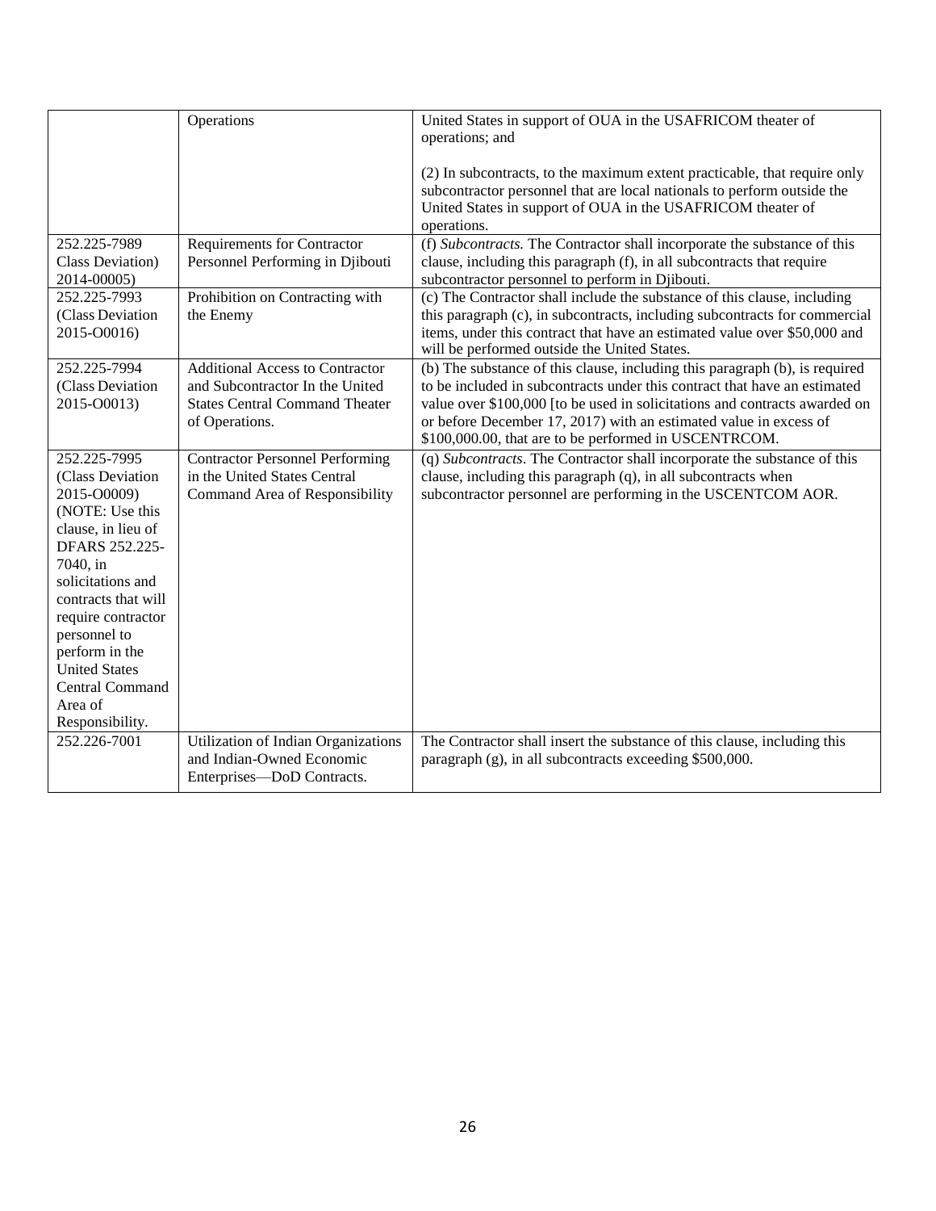| | | |
|---|---|---|
| | Operations | United States in support of OUA in the USAFRICOM theater of operations; and<br><br>(2) In subcontracts, to the maximum extent practicable, that require only subcontractor personnel that are local nationals to perform outside the United States in support of OUA in the USAFRICOM theater of operations. |
| 252.225-7989 Class Deviation) 2014-00005) | Requirements for Contractor Personnel Performing in Djibouti | (f) *Subcontracts.* The Contractor shall incorporate the substance of this clause, including this paragraph (f), in all subcontracts that require subcontractor personnel to perform in Djibouti. |
| 252.225-7993 (Class Deviation 2015-O0016) | Prohibition on Contracting with the Enemy | (c) The Contractor shall include the substance of this clause, including this paragraph (c), in subcontracts, including subcontracts for commercial items, under this contract that have an estimated value over $50,000 and will be performed outside the United States. |
| 252.225-7994 (Class Deviation 2015-O0013) | Additional Access to Contractor and Subcontractor In the United States Central Command Theater of Operations. | (b) The substance of this clause, including this paragraph (b), is required to be included in subcontracts under this contract that have an estimated value over $100,000 [to be used in solicitations and contracts awarded on or before December 17, 2017) with an estimated value in excess of $100,000.00, that are to be performed in USCENTRCOM. |
| 252.225-7995 (Class Deviation 2015-O0009) (NOTE: Use this clause, in lieu of DFARS 252.225-7040, in solicitations and contracts that will require contractor personnel to perform in the United States Central Command Area of Responsibility. | Contractor Personnel Performing in the United States Central Command Area of Responsibility | (q) *Subcontracts*. The Contractor shall incorporate the substance of this clause, including this paragraph (q), in all subcontracts when subcontractor personnel are performing in the USCENTCOM AOR. |
| 252.226-7001 | Utilization of Indian Organizations and Indian-Owned Economic Enterprises—DoD Contracts. | The Contractor shall insert the substance of this clause, including this paragraph (g), in all subcontracts exceeding $500,000. |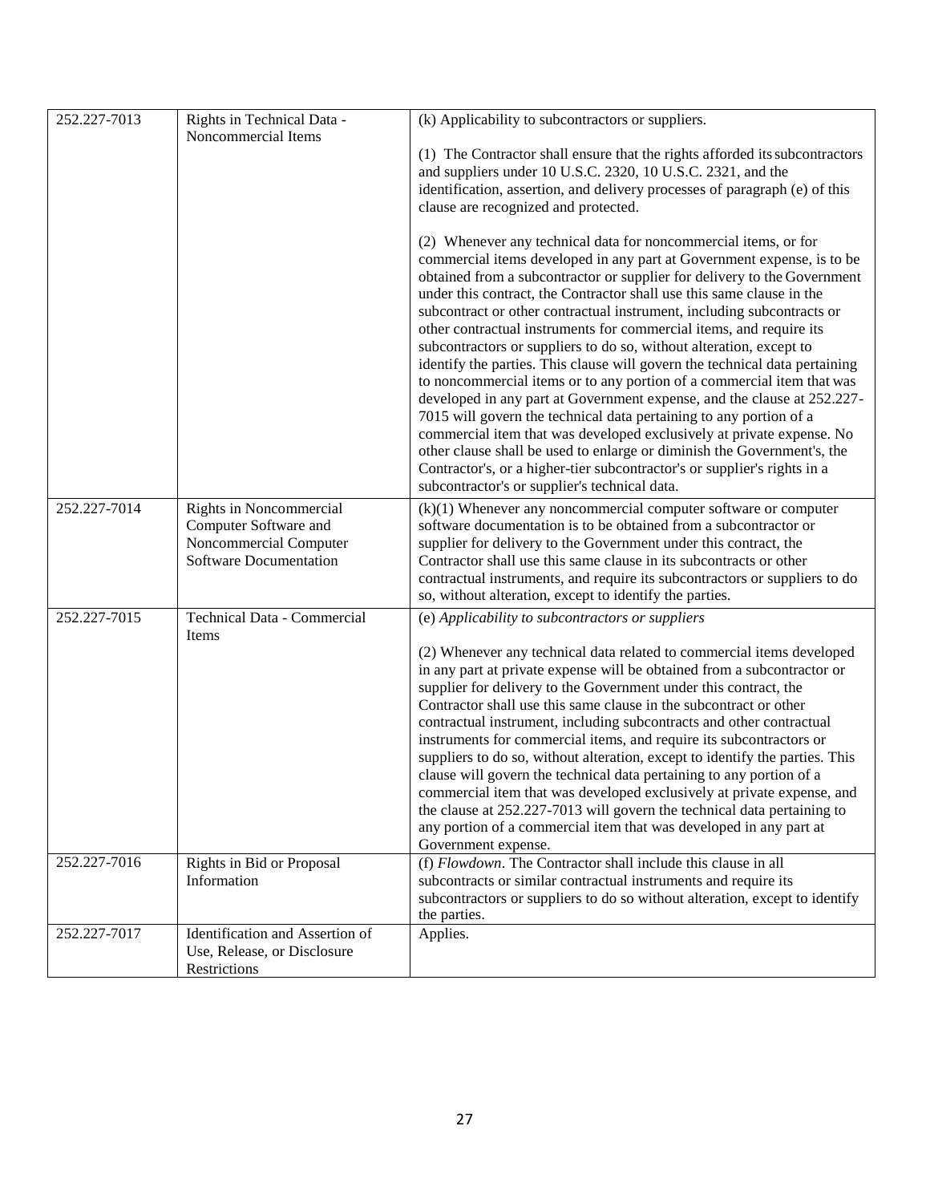| | | |
|---|---|---|
| 252.227-7013 | Rights in Technical Data - Noncommercial Items | (k) Applicability to subcontractors or suppliers.<br><br>(1) The Contractor shall ensure that the rights afforded its subcontractors and suppliers under 10 U.S.C. 2320, 10 U.S.C. 2321, and the identification, assertion, and delivery processes of paragraph (e) of this clause are recognized and protected.<br><br>(2) Whenever any technical data for noncommercial items, or for commercial items developed in any part at Government expense, is to be obtained from a subcontractor or supplier for delivery to the Government under this contract, the Contractor shall use this same clause in the subcontract or other contractual instrument, including subcontracts or other contractual instruments for commercial items, and require its subcontractors or suppliers to do so, without alteration, except to identify the parties. This clause will govern the technical data pertaining to noncommercial items or to any portion of a commercial item that was developed in any part at Government expense, and the clause at 252.227-7015 will govern the technical data pertaining to any portion of a commercial item that was developed exclusively at private expense. No other clause shall be used to enlarge or diminish the Government's, the Contractor's, or a higher-tier subcontractor's or supplier's rights in a subcontractor's or supplier's technical data. |
| 252.227-7014 | Rights in Noncommercial Computer Software and Noncommercial Computer Software Documentation | (k)(1) Whenever any noncommercial computer software or computer software documentation is to be obtained from a subcontractor or supplier for delivery to the Government under this contract, the Contractor shall use this same clause in its subcontracts or other contractual instruments, and require its subcontractors or suppliers to do so, without alteration, except to identify the parties. |
| 252.227-7015 | Technical Data - Commercial Items | (e) *Applicability to subcontractors or suppliers*<br><br>(2) Whenever any technical data related to commercial items developed in any part at private expense will be obtained from a subcontractor or supplier for delivery to the Government under this contract, the Contractor shall use this same clause in the subcontract or other contractual instrument, including subcontracts and other contractual instruments for commercial items, and require its subcontractors or suppliers to do so, without alteration, except to identify the parties. This clause will govern the technical data pertaining to any portion of a commercial item that was developed exclusively at private expense, and the clause at 252.227-7013 will govern the technical data pertaining to any portion of a commercial item that was developed in any part at Government expense. |
| 252.227-7016 | Rights in Bid or Proposal Information | (f) *Flowdown*. The Contractor shall include this clause in all subcontracts or similar contractual instruments and require its subcontractors or suppliers to do so without alteration, except to identify the parties. |
| 252.227-7017 | Identification and Assertion of Use, Release, or Disclosure Restrictions | Applies. |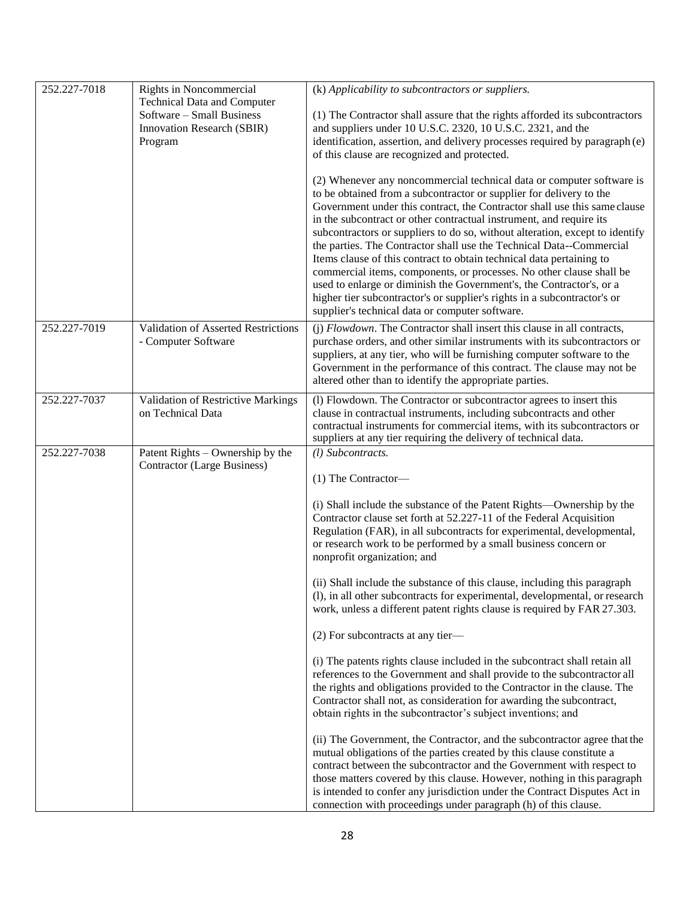| | | |
|---|---|---|
| 252.227-7018 | Rights in Noncommercial Technical Data and Computer Software – Small Business Innovation Research (SBIR) Program | (k) *Applicability to subcontractors or suppliers.*<br><br>(1) The Contractor shall assure that the rights afforded its subcontractors and suppliers under 10 U.S.C. 2320, 10 U.S.C. 2321, and the identification, assertion, and delivery processes required by paragraph (e) of this clause are recognized and protected.<br><br>(2) Whenever any noncommercial technical data or computer software is to be obtained from a subcontractor or supplier for delivery to the Government under this contract, the Contractor shall use this same clause in the subcontract or other contractual instrument, and require its subcontractors or suppliers to do so, without alteration, except to identify the parties. The Contractor shall use the Technical Data--Commercial Items clause of this contract to obtain technical data pertaining to commercial items, components, or processes. No other clause shall be used to enlarge or diminish the Government's, the Contractor's, or a higher tier subcontractor's or supplier's rights in a subcontractor's or supplier's technical data or computer software. |
| 252.227-7019 | Validation of Asserted Restrictions - Computer Software | (j) *Flowdown*. The Contractor shall insert this clause in all contracts, purchase orders, and other similar instruments with its subcontractors or suppliers, at any tier, who will be furnishing computer software to the Government in the performance of this contract. The clause may not be altered other than to identify the appropriate parties. |
| 252.227-7037 | Validation of Restrictive Markings on Technical Data | (l) Flowdown. The Contractor or subcontractor agrees to insert this clause in contractual instruments, including subcontracts and other contractual instruments for commercial items, with its subcontractors or suppliers at any tier requiring the delivery of technical data. |
| 252.227-7038 | Patent Rights – Ownership by the Contractor (Large Business) | *(l) Subcontracts.*<br><br>(1) The Contractor—<br><br>(i) Shall include the substance of the Patent Rights—Ownership by the Contractor clause set forth at 52.227-11 of the Federal Acquisition Regulation (FAR), in all subcontracts for experimental, developmental, or research work to be performed by a small business concern or nonprofit organization; and<br><br>(ii) Shall include the substance of this clause, including this paragraph (l), in all other subcontracts for experimental, developmental, or research work, unless a different patent rights clause is required by FAR 27.303.<br><br>(2) For subcontracts at any tier—<br><br>(i) The patents rights clause included in the subcontract shall retain all references to the Government and shall provide to the subcontractor all the rights and obligations provided to the Contractor in the clause. The Contractor shall not, as consideration for awarding the subcontract, obtain rights in the subcontractor's subject inventions; and<br><br>(ii) The Government, the Contractor, and the subcontractor agree that the mutual obligations of the parties created by this clause constitute a contract between the subcontractor and the Government with respect to those matters covered by this clause. However, nothing in this paragraph is intended to confer any jurisdiction under the Contract Disputes Act in connection with proceedings under paragraph (h) of this clause. |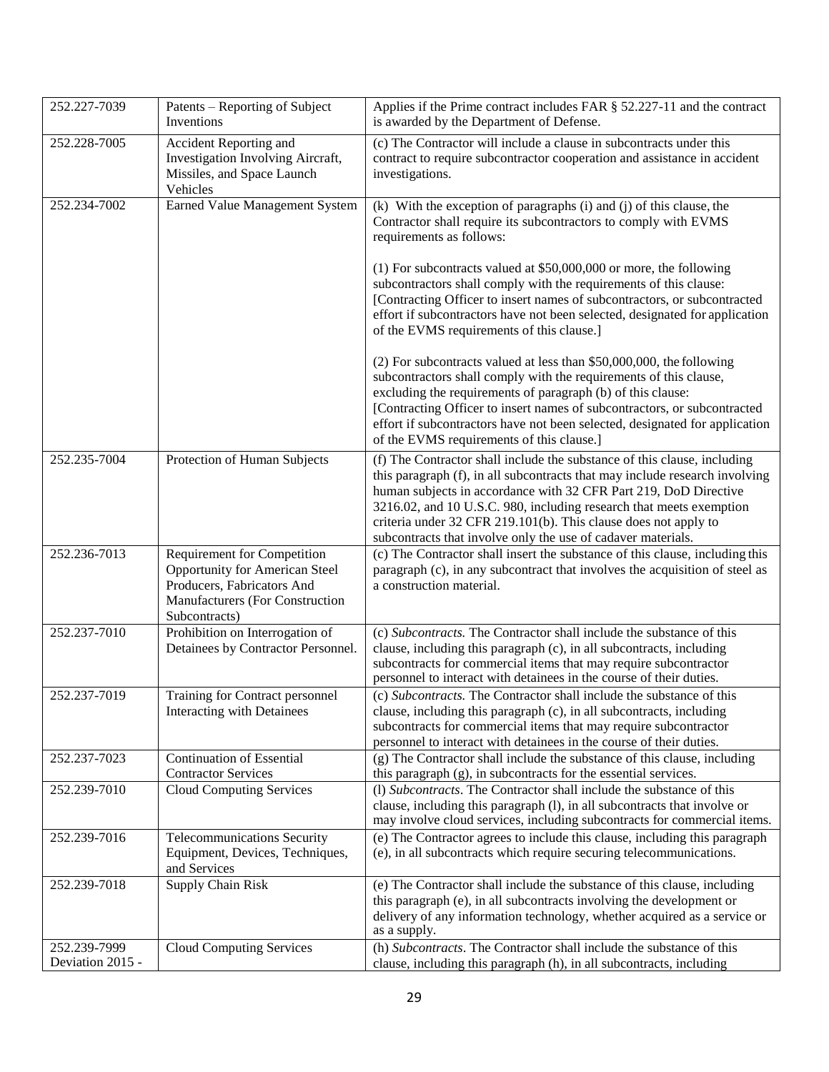| 252.227-7039 | Patents – Reporting of Subject Inventions | Applies if the Prime contract includes FAR § 52.227-11 and the contract is awarded by the Department of Defense. |
|---|---|---|
| 252.228-7005 | Accident Reporting and Investigation Involving Aircraft, Missiles, and Space Launch Vehicles | (c) The Contractor will include a clause in subcontracts under this contract to require subcontractor cooperation and assistance in accident investigations. |
| 252.234-7002 | Earned Value Management System | (k) With the exception of paragraphs (i) and (j) of this clause, the Contractor shall require its subcontractors to comply with EVMS requirements as follows:<br><br>(1) For subcontracts valued at $50,000,000 or more, the following subcontractors shall comply with the requirements of this clause: [Contracting Officer to insert names of subcontractors, or subcontracted effort if subcontractors have not been selected, designated for application of the EVMS requirements of this clause.]<br><br>(2) For subcontracts valued at less than $50,000,000, the following subcontractors shall comply with the requirements of this clause, excluding the requirements of paragraph (b) of this clause: [Contracting Officer to insert names of subcontractors, or subcontracted effort if subcontractors have not been selected, designated for application of the EVMS requirements of this clause.] |
| 252.235-7004 | Protection of Human Subjects | (f) The Contractor shall include the substance of this clause, including this paragraph (f), in all subcontracts that may include research involving human subjects in accordance with 32 CFR Part 219, DoD Directive 3216.02, and 10 U.S.C. 980, including research that meets exemption criteria under 32 CFR 219.101(b). This clause does not apply to subcontracts that involve only the use of cadaver materials. |
| 252.236-7013 | Requirement for Competition Opportunity for American Steel Producers, Fabricators And Manufacturers (For Construction Subcontracts) | (c) The Contractor shall insert the substance of this clause, including this paragraph (c), in any subcontract that involves the acquisition of steel as a construction material. |
| 252.237-7010 | Prohibition on Interrogation of Detainees by Contractor Personnel. | (c) *Subcontracts.* The Contractor shall include the substance of this clause, including this paragraph (c), in all subcontracts, including subcontracts for commercial items that may require subcontractor personnel to interact with detainees in the course of their duties. |
| 252.237-7019 | Training for Contract personnel Interacting with Detainees | (c) *Subcontracts.* The Contractor shall include the substance of this clause, including this paragraph (c), in all subcontracts, including subcontracts for commercial items that may require subcontractor personnel to interact with detainees in the course of their duties. |
| 252.237-7023 | Continuation of Essential Contractor Services | (g) The Contractor shall include the substance of this clause, including this paragraph (g), in subcontracts for the essential services. |
| 252.239-7010 | Cloud Computing Services | (l) *Subcontracts*. The Contractor shall include the substance of this clause, including this paragraph (l), in all subcontracts that involve or may involve cloud services, including subcontracts for commercial items. |
| 252.239-7016 | Telecommunications Security Equipment, Devices, Techniques, and Services | (e) The Contractor agrees to include this clause, including this paragraph (e), in all subcontracts which require securing telecommunications. |
| 252.239-7018 | Supply Chain Risk | (e) The Contractor shall include the substance of this clause, including this paragraph (e), in all subcontracts involving the development or delivery of any information technology, whether acquired as a service or as a supply. |
| 252.239-7999 Deviation 2015 - | Cloud Computing Services | (h) *Subcontracts*. The Contractor shall include the substance of this clause, including this paragraph (h), in all subcontracts, including |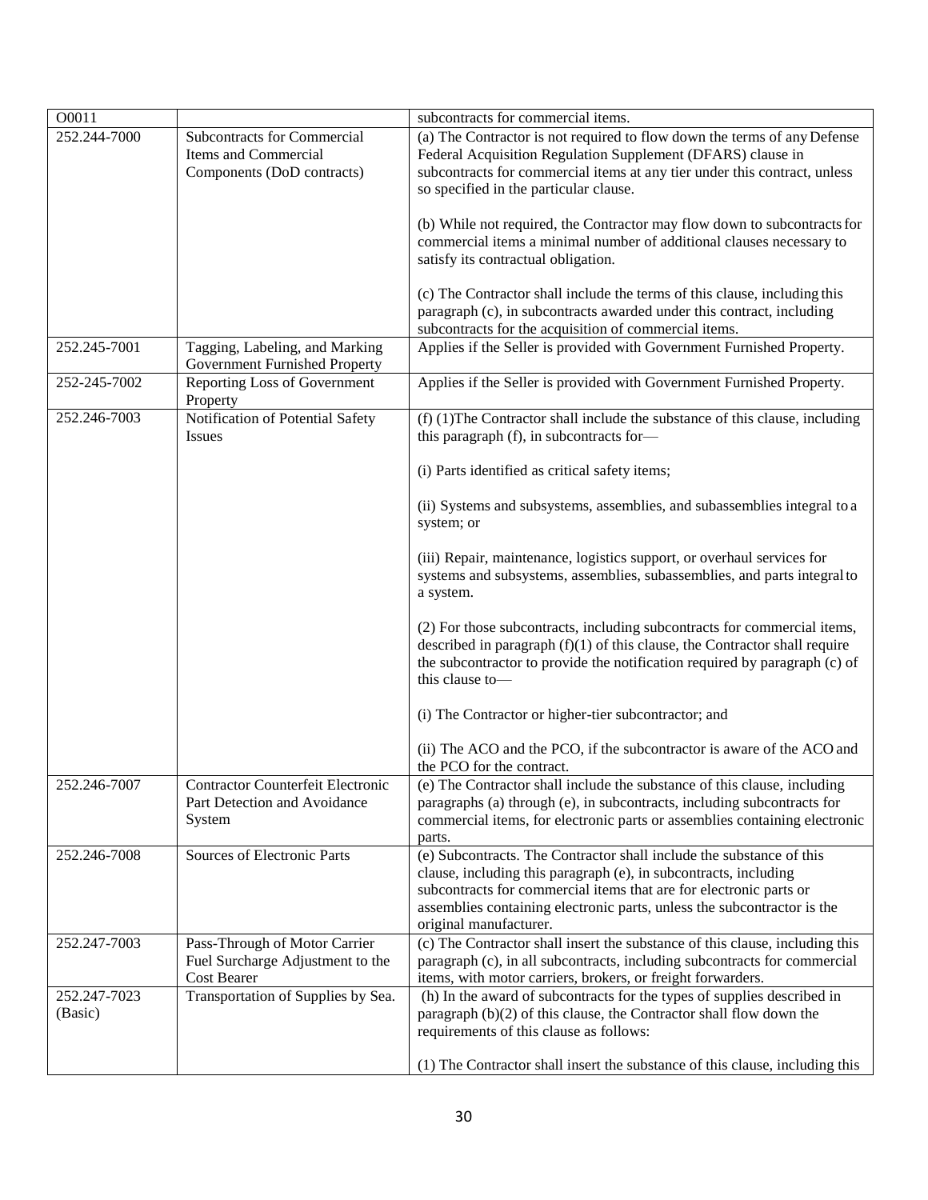| | | |
|---|---|---|
| O0011 | | subcontracts for commercial items. |
| 252.244-7000 | Subcontracts for Commercial Items and Commercial Components (DoD contracts) | (a) The Contractor is not required to flow down the terms of any Defense Federal Acquisition Regulation Supplement (DFARS) clause in subcontracts for commercial items at any tier under this contract, unless so specified in the particular clause.<br><br>(b) While not required, the Contractor may flow down to subcontracts for commercial items a minimal number of additional clauses necessary to satisfy its contractual obligation.<br><br>(c) The Contractor shall include the terms of this clause, including this paragraph (c), in subcontracts awarded under this contract, including subcontracts for the acquisition of commercial items. |
| 252.245-7001 | Tagging, Labeling, and Marking Government Furnished Property | Applies if the Seller is provided with Government Furnished Property. |
| 252-245-7002 | Reporting Loss of Government Property | Applies if the Seller is provided with Government Furnished Property. |
| 252.246-7003 | Notification of Potential Safety Issues | (f) (1)The Contractor shall include the substance of this clause, including this paragraph (f), in subcontracts for—<br><br>(i) Parts identified as critical safety items;<br><br>(ii) Systems and subsystems, assemblies, and subassemblies integral to a system; or<br><br>(iii) Repair, maintenance, logistics support, or overhaul services for systems and subsystems, assemblies, subassemblies, and parts integral to a system.<br><br>(2) For those subcontracts, including subcontracts for commercial items, described in paragraph (f)(1) of this clause, the Contractor shall require the subcontractor to provide the notification required by paragraph (c) of this clause to—<br><br>(i) The Contractor or higher-tier subcontractor; and<br><br>(ii) The ACO and the PCO, if the subcontractor is aware of the ACO and the PCO for the contract. |
| 252.246-7007 | Contractor Counterfeit Electronic Part Detection and Avoidance System | (e) The Contractor shall include the substance of this clause, including paragraphs (a) through (e), in subcontracts, including subcontracts for commercial items, for electronic parts or assemblies containing electronic parts. |
| 252.246-7008 | Sources of Electronic Parts | (e) Subcontracts. The Contractor shall include the substance of this clause, including this paragraph (e), in subcontracts, including subcontracts for commercial items that are for electronic parts or assemblies containing electronic parts, unless the subcontractor is the original manufacturer. |
| 252.247-7003 | Pass-Through of Motor Carrier Fuel Surcharge Adjustment to the Cost Bearer | (c) The Contractor shall insert the substance of this clause, including this paragraph (c), in all subcontracts, including subcontracts for commercial items, with motor carriers, brokers, or freight forwarders. |
| 252.247-7023 (Basic) | Transportation of Supplies by Sea. | (h) In the award of subcontracts for the types of supplies described in paragraph (b)(2) of this clause, the Contractor shall flow down the requirements of this clause as follows:<br><br>(1) The Contractor shall insert the substance of this clause, including this |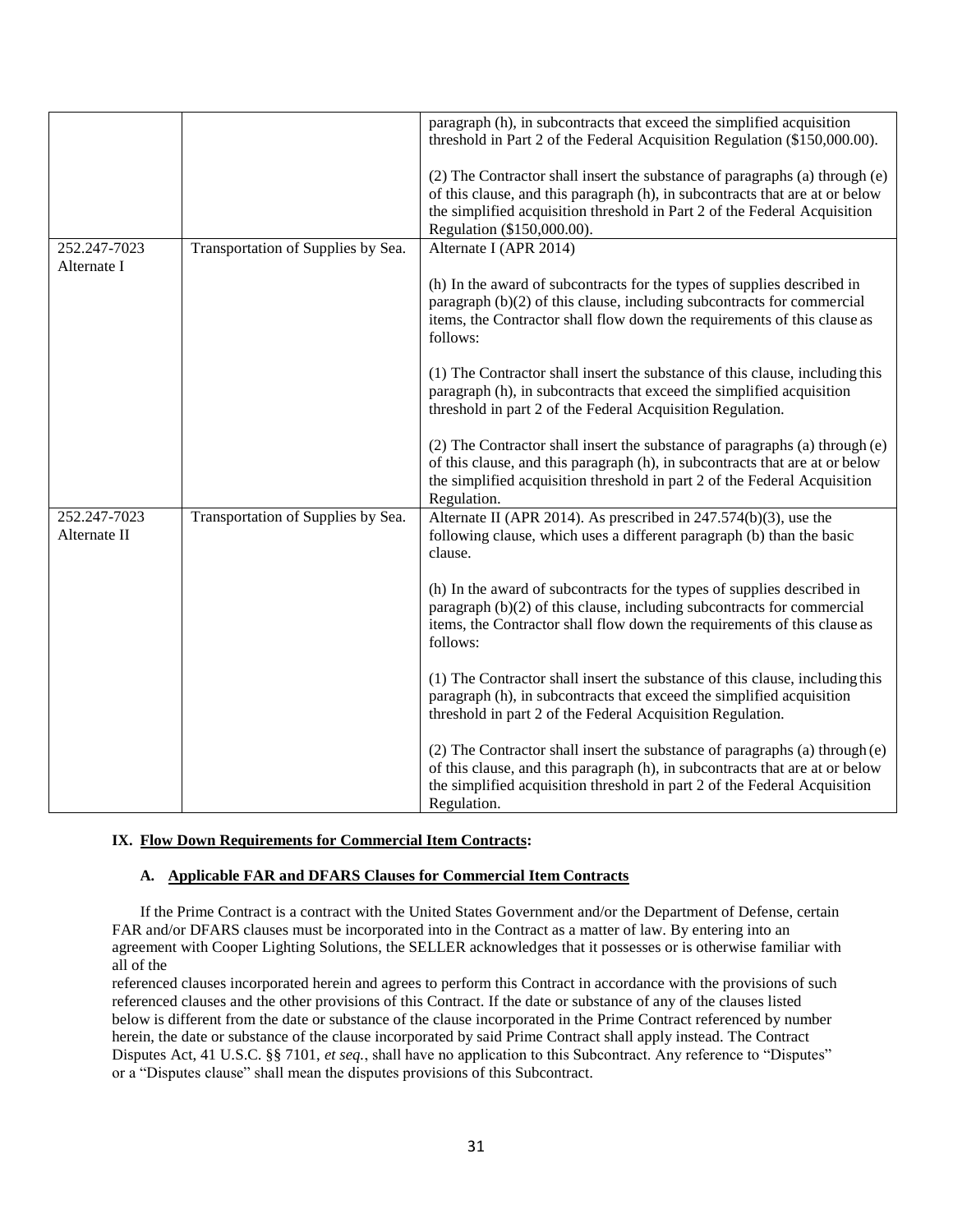|  |  |  |
| --- | --- | --- |
|  |  | paragraph (h), in subcontracts that exceed the simplified acquisition threshold in Part 2 of the Federal Acquisition Regulation ($150,000.00).<br><br>(2) The Contractor shall insert the substance of paragraphs (a) through (e) of this clause, and this paragraph (h), in subcontracts that are at or below the simplified acquisition threshold in Part 2 of the Federal Acquisition Regulation ($150,000.00). |
| 252.247-7023 Alternate I | Transportation of Supplies by Sea. | Alternate I (APR 2014)<br><br>(h) In the award of subcontracts for the types of supplies described in paragraph (b)(2) of this clause, including subcontracts for commercial items, the Contractor shall flow down the requirements of this clause as follows:<br><br>(1) The Contractor shall insert the substance of this clause, including this paragraph (h), in subcontracts that exceed the simplified acquisition threshold in part 2 of the Federal Acquisition Regulation.<br><br>(2) The Contractor shall insert the substance of paragraphs (a) through (e) of this clause, and this paragraph (h), in subcontracts that are at or below the simplified acquisition threshold in part 2 of the Federal Acquisition Regulation. |
| 252.247-7023 Alternate II | Transportation of Supplies by Sea. | Alternate II (APR 2014). As prescribed in 247.574(b)(3), use the following clause, which uses a different paragraph (b) than the basic clause.<br><br>(h) In the award of subcontracts for the types of supplies described in paragraph (b)(2) of this clause, including subcontracts for commercial items, the Contractor shall flow down the requirements of this clause as follows:<br><br>(1) The Contractor shall insert the substance of this clause, including this paragraph (h), in subcontracts that exceed the simplified acquisition threshold in part 2 of the Federal Acquisition Regulation.<br><br>(2) The Contractor shall insert the substance of paragraphs (a) through (e) of this clause, and this paragraph (h), in subcontracts that are at or below the simplified acquisition threshold in part 2 of the Federal Acquisition Regulation. |

## IX. Flow Down Requirements for Commercial Item Contracts:

### A. Applicable FAR and DFARS Clauses for Commercial Item Contracts

If the Prime Contract is a contract with the United States Government and/or the Department of Defense, certain FAR and/or DFARS clauses must be incorporated into in the Contract as a matter of law. By entering into an agreement with Cooper Lighting Solutions, the SELLER acknowledges that it possesses or is otherwise familiar with all of the referenced clauses incorporated herein and agrees to perform this Contract in accordance with the provisions of such referenced clauses and the other provisions of this Contract. If the date or substance of any of the clauses listed below is different from the date or substance of the clause incorporated in the Prime Contract referenced by number herein, the date or substance of the clause incorporated by said Prime Contract shall apply instead. The Contract Disputes Act, 41 U.S.C. §§ 7101, *et seq.*, shall have no application to this Subcontract. Any reference to "Disputes" or a "Disputes clause" shall mean the disputes provisions of this Subcontract.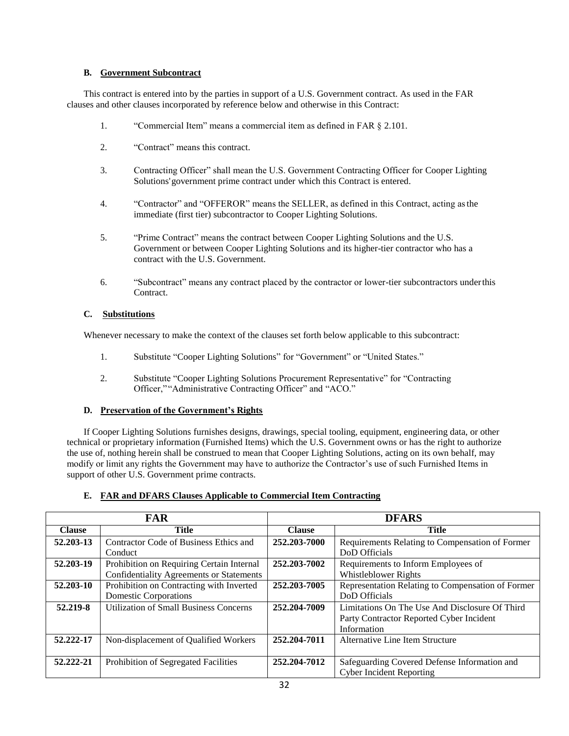### B. Government Subcontract

This contract is entered into by the parties in support of a U.S. Government contract. As used in the FAR clauses and other clauses incorporated by reference below and otherwise in this Contract:

1. "Commercial Item" means a commercial item as defined in FAR § 2.101.
2. "Contract" means this contract.
3. Contracting Officer" shall mean the U.S. Government Contracting Officer for Cooper Lighting Solutions' government prime contract under which this Contract is entered.
4. "Contractor" and "OFFEROR" means the SELLER, as defined in this Contract, acting as the immediate (first tier) subcontractor to Cooper Lighting Solutions.
5. "Prime Contract" means the contract between Cooper Lighting Solutions and the U.S. Government or between Cooper Lighting Solutions and its higher-tier contractor who has a contract with the U.S. Government.
6. "Subcontract" means any contract placed by the contractor or lower-tier subcontractors under this Contract.

### C. Substitutions

Whenever necessary to make the context of the clauses set forth below applicable to this subcontract:

1. Substitute "Cooper Lighting Solutions" for "Government" or "United States."
2. Substitute "Cooper Lighting Solutions Procurement Representative" for "Contracting Officer," "Administrative Contracting Officer" and "ACO."

### D. Preservation of the Government's Rights

If Cooper Lighting Solutions furnishes designs, drawings, special tooling, equipment, engineering data, or other technical or proprietary information (Furnished Items) which the U.S. Government owns or has the right to authorize the use of, nothing herein shall be construed to mean that Cooper Lighting Solutions, acting on its own behalf, may modify or limit any rights the Government may have to authorize the Contractor's use of such Furnished Items in support of other U.S. Government prime contracts.

### E. FAR and DFARS Clauses Applicable to Commercial Item Contracting

| FAR | | DFARS | |
|---|---|---|---|
| **Clause** | **Title** | **Clause** | **Title** |
| **52.203-13** | Contractor Code of Business Ethics and Conduct | **252.203-7000** | Requirements Relating to Compensation of Former DoD Officials |
| **52.203-19** | Prohibition on Requiring Certain Internal Confidentiality Agreements or Statements | **252.203-7002** | Requirements to Inform Employees of Whistleblower Rights |
| **52.203-10** | Prohibition on Contracting with Inverted Domestic Corporations | **252.203-7005** | Representation Relating to Compensation of Former DoD Officials |
| **52.219-8** | Utilization of Small Business Concerns | **252.204-7009** | Limitations On The Use And Disclosure Of Third Party Contractor Reported Cyber Incident Information |
| **52.222-17** | Non-displacement of Qualified Workers | **252.204-7011** | Alternative Line Item Structure |
| **52.222-21** | Prohibition of Segregated Facilities | **252.204-7012** | Safeguarding Covered Defense Information and Cyber Incident Reporting |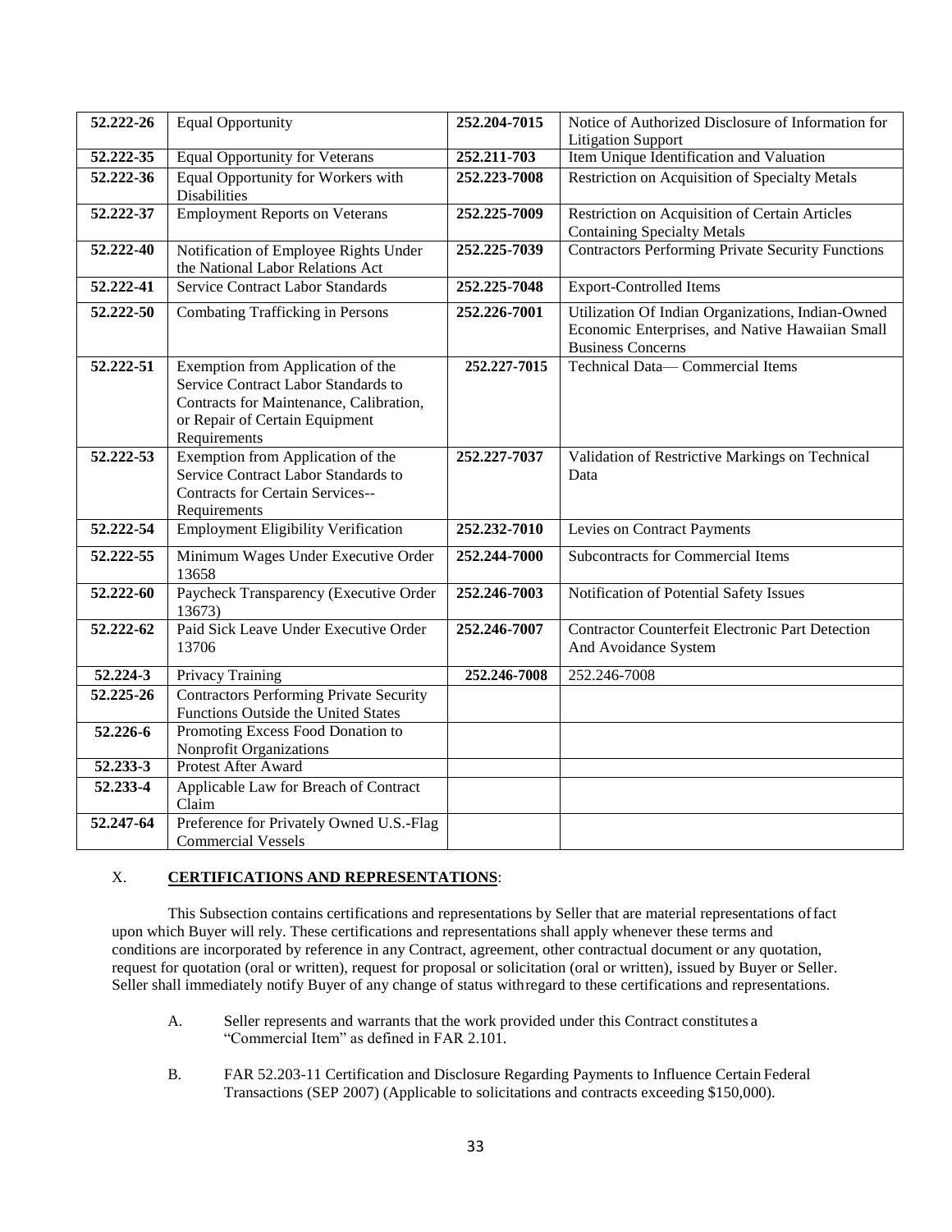| 52.222-26 | Equal Opportunity | 252.204-7015 | Notice of Authorized Disclosure of Information for Litigation Support |
|---|---|---|---|
| 52.222-35 | Equal Opportunity for Veterans | 252.211-703 | Item Unique Identification and Valuation |
| 52.222-36 | Equal Opportunity for Workers with Disabilities | 252.223-7008 | Restriction on Acquisition of Specialty Metals |
| 52.222-37 | Employment Reports on Veterans | 252.225-7009 | Restriction on Acquisition of Certain Articles Containing Specialty Metals |
| 52.222-40 | Notification of Employee Rights Under the National Labor Relations Act | 252.225-7039 | Contractors Performing Private Security Functions |
| 52.222-41 | Service Contract Labor Standards | 252.225-7048 | Export-Controlled Items |
| 52.222-50 | Combating Trafficking in Persons | 252.226-7001 | Utilization Of Indian Organizations, Indian-Owned Economic Enterprises, and Native Hawaiian Small Business Concerns |
| 52.222-51 | Exemption from Application of the Service Contract Labor Standards to Contracts for Maintenance, Calibration, or Repair of Certain Equipment Requirements | 252.227-7015 | Technical Data— Commercial Items |
| 52.222-53 | Exemption from Application of the Service Contract Labor Standards to Contracts for Certain Services--Requirements | 252.227-7037 | Validation of Restrictive Markings on Technical Data |
| 52.222-54 | Employment Eligibility Verification | 252.232-7010 | Levies on Contract Payments |
| 52.222-55 | Minimum Wages Under Executive Order 13658 | 252.244-7000 | Subcontracts for Commercial Items |
| 52.222-60 | Paycheck Transparency (Executive Order 13673) | 252.246-7003 | Notification of Potential Safety Issues |
| 52.222-62 | Paid Sick Leave Under Executive Order 13706 | 252.246-7007 | Contractor Counterfeit Electronic Part Detection And Avoidance System |
| 52.224-3 | Privacy Training | 252.246-7008 | 252.246-7008 |
| 52.225-26 | Contractors Performing Private Security Functions Outside the United States | | |
| 52.226-6 | Promoting Excess Food Donation to Nonprofit Organizations | | |
| 52.233-3 | Protest After Award | | |
| 52.233-4 | Applicable Law for Breach of Contract Claim | | |
| 52.247-64 | Preference for Privately Owned U.S.-Flag Commercial Vessels | | |

## X. **CERTIFICATIONS AND REPRESENTATIONS**:

This Subsection contains certifications and representations by Seller that are material representations of fact upon which Buyer will rely. These certifications and representations shall apply whenever these terms and conditions are incorporated by reference in any Contract, agreement, other contractual document or any quotation, request for quotation (oral or written), request for proposal or solicitation (oral or written), issued by Buyer or Seller. Seller shall immediately notify Buyer of any change of status with regard to these certifications and representations.

A. Seller represents and warrants that the work provided under this Contract constitutes a "Commercial Item" as defined in FAR 2.101.

B. FAR 52.203-11 Certification and Disclosure Regarding Payments to Influence Certain Federal Transactions (SEP 2007) (Applicable to solicitations and contracts exceeding $150,000).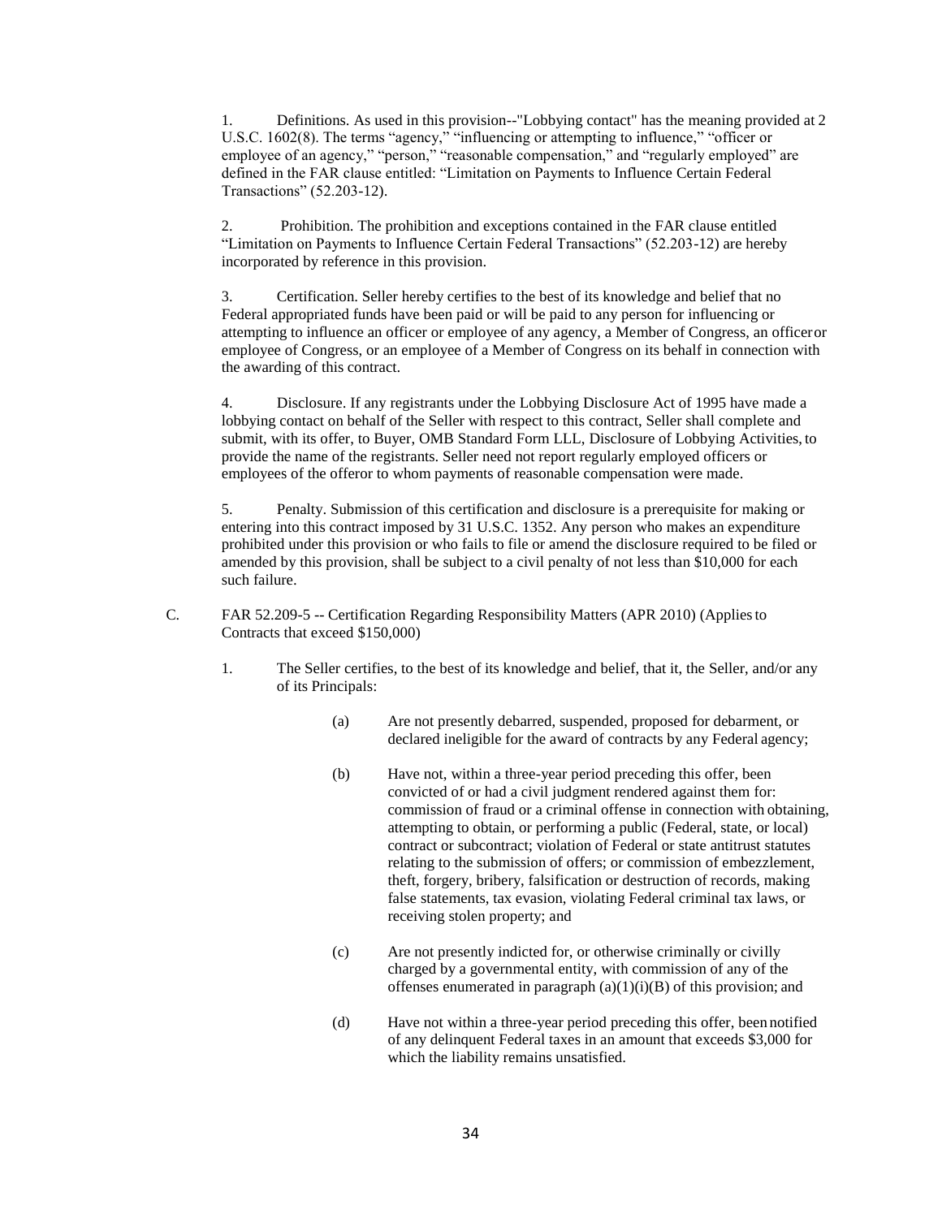1. Definitions. As used in this provision--"Lobbying contact" has the meaning provided at 2 U.S.C. 1602(8). The terms "agency," "influencing or attempting to influence," "officer or employee of an agency," "person," "reasonable compensation," and "regularly employed" are defined in the FAR clause entitled: "Limitation on Payments to Influence Certain Federal Transactions" (52.203-12).

2. Prohibition. The prohibition and exceptions contained in the FAR clause entitled "Limitation on Payments to Influence Certain Federal Transactions" (52.203-12) are hereby incorporated by reference in this provision.

3. Certification. Seller hereby certifies to the best of its knowledge and belief that no Federal appropriated funds have been paid or will be paid to any person for influencing or attempting to influence an officer or employee of any agency, a Member of Congress, an officer or employee of Congress, or an employee of a Member of Congress on its behalf in connection with the awarding of this contract.

4. Disclosure. If any registrants under the Lobbying Disclosure Act of 1995 have made a lobbying contact on behalf of the Seller with respect to this contract, Seller shall complete and submit, with its offer, to Buyer, OMB Standard Form LLL, Disclosure of Lobbying Activities, to provide the name of the registrants. Seller need not report regularly employed officers or employees of the offeror to whom payments of reasonable compensation were made.

5. Penalty. Submission of this certification and disclosure is a prerequisite for making or entering into this contract imposed by 31 U.S.C. 1352. Any person who makes an expenditure prohibited under this provision or who fails to file or amend the disclosure required to be filed or amended by this provision, shall be subject to a civil penalty of not less than $10,000 for each such failure.

C. FAR 52.209-5 -- Certification Regarding Responsibility Matters (APR 2010) (Applies to Contracts that exceed $150,000)

1. The Seller certifies, to the best of its knowledge and belief, that it, the Seller, and/or any of its Principals:

   (a) Are not presently debarred, suspended, proposed for debarment, or declared ineligible for the award of contracts by any Federal agency;

   (b) Have not, within a three-year period preceding this offer, been convicted of or had a civil judgment rendered against them for: commission of fraud or a criminal offense in connection with obtaining, attempting to obtain, or performing a public (Federal, state, or local) contract or subcontract; violation of Federal or state antitrust statutes relating to the submission of offers; or commission of embezzlement, theft, forgery, bribery, falsification or destruction of records, making false statements, tax evasion, violating Federal criminal tax laws, or receiving stolen property; and

   (c) Are not presently indicted for, or otherwise criminally or civilly charged by a governmental entity, with commission of any of the offenses enumerated in paragraph (a)(1)(i)(B) of this provision; and

   (d) Have not within a three-year period preceding this offer, been notified of any delinquent Federal taxes in an amount that exceeds $3,000 for which the liability remains unsatisfied.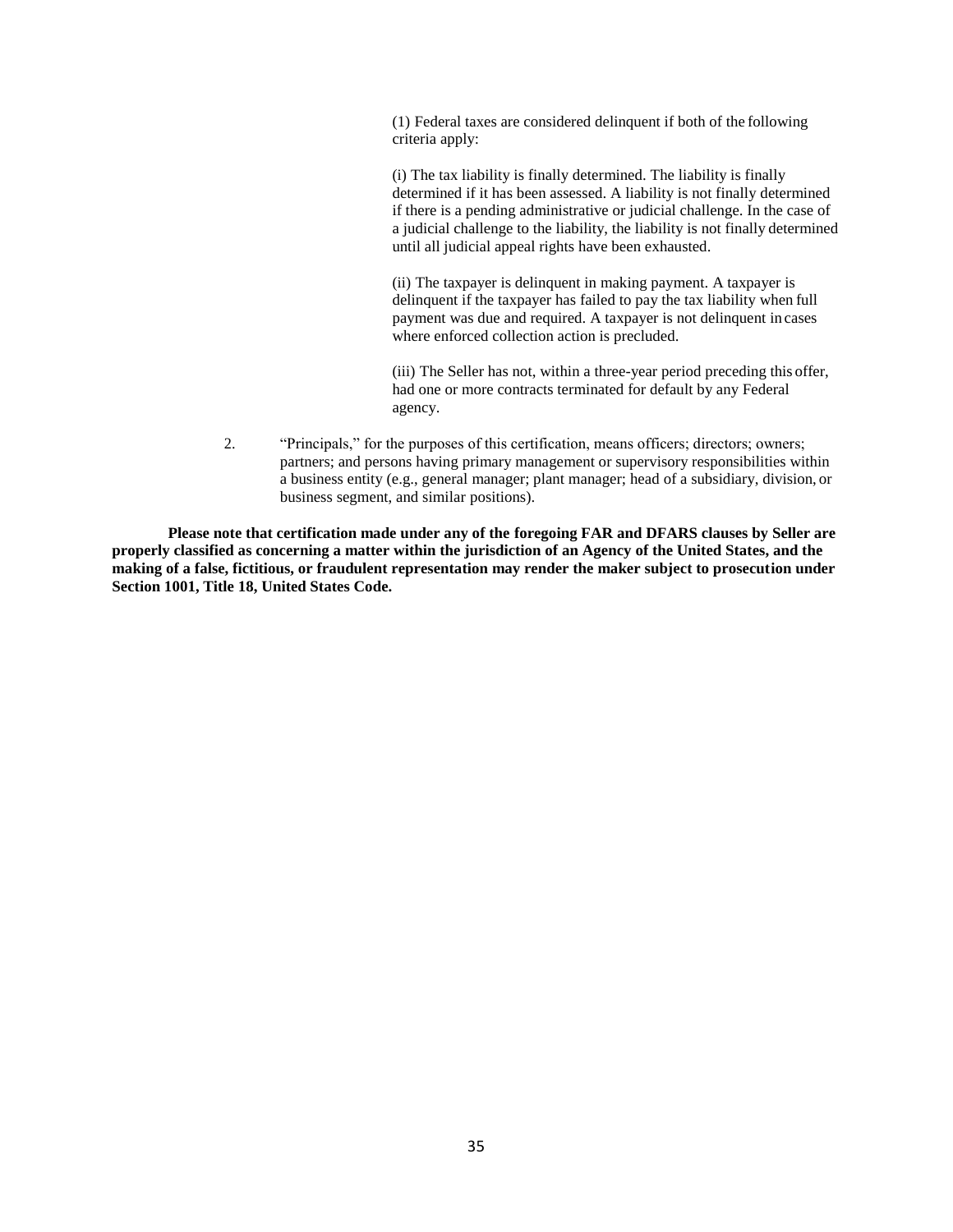(1) Federal taxes are considered delinquent if both of the following criteria apply:

(i) The tax liability is finally determined. The liability is finally determined if it has been assessed. A liability is not finally determined if there is a pending administrative or judicial challenge. In the case of a judicial challenge to the liability, the liability is not finally determined until all judicial appeal rights have been exhausted.

(ii) The taxpayer is delinquent in making payment. A taxpayer is delinquent if the taxpayer has failed to pay the tax liability when full payment was due and required. A taxpayer is not delinquent in cases where enforced collection action is precluded.

(iii) The Seller has not, within a three-year period preceding this offer, had one or more contracts terminated for default by any Federal agency.

2. "Principals," for the purposes of this certification, means officers; directors; owners; partners; and persons having primary management or supervisory responsibilities within a business entity (e.g., general manager; plant manager; head of a subsidiary, division, or business segment, and similar positions).

**Please note that certification made under any of the foregoing FAR and DFARS clauses by Seller are properly classified as concerning a matter within the jurisdiction of an Agency of the United States, and the making of a false, fictitious, or fraudulent representation may render the maker subject to prosecution under Section 1001, Title 18, United States Code.**